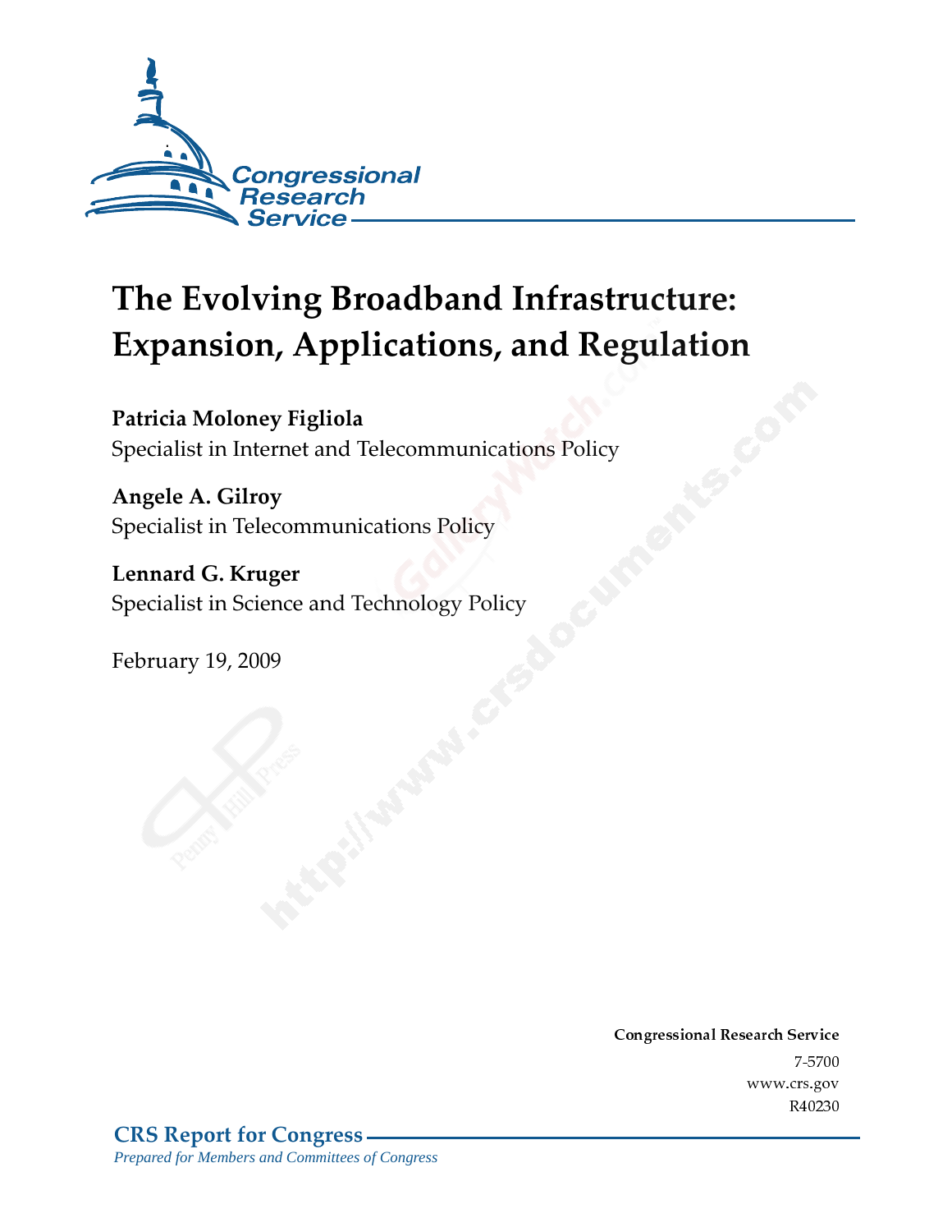Congressional Research Service

# The Evolving Broadband Infrastructure: Expansion, Applications, and Regulation

**Patricia Moloney Figliola**
Specialist in Internet and Telecommunications Policy

**Angele A. Gilroy**
Specialist in Telecommunications Policy

**Lennard G. Kruger**
Specialist in Science and Technology Policy

February 19, 2009

**Congressional Research Service**
7-5700
www.crs.gov
R40230

**CRS Report for Congress**
*Prepared for Members and Committees of Congress*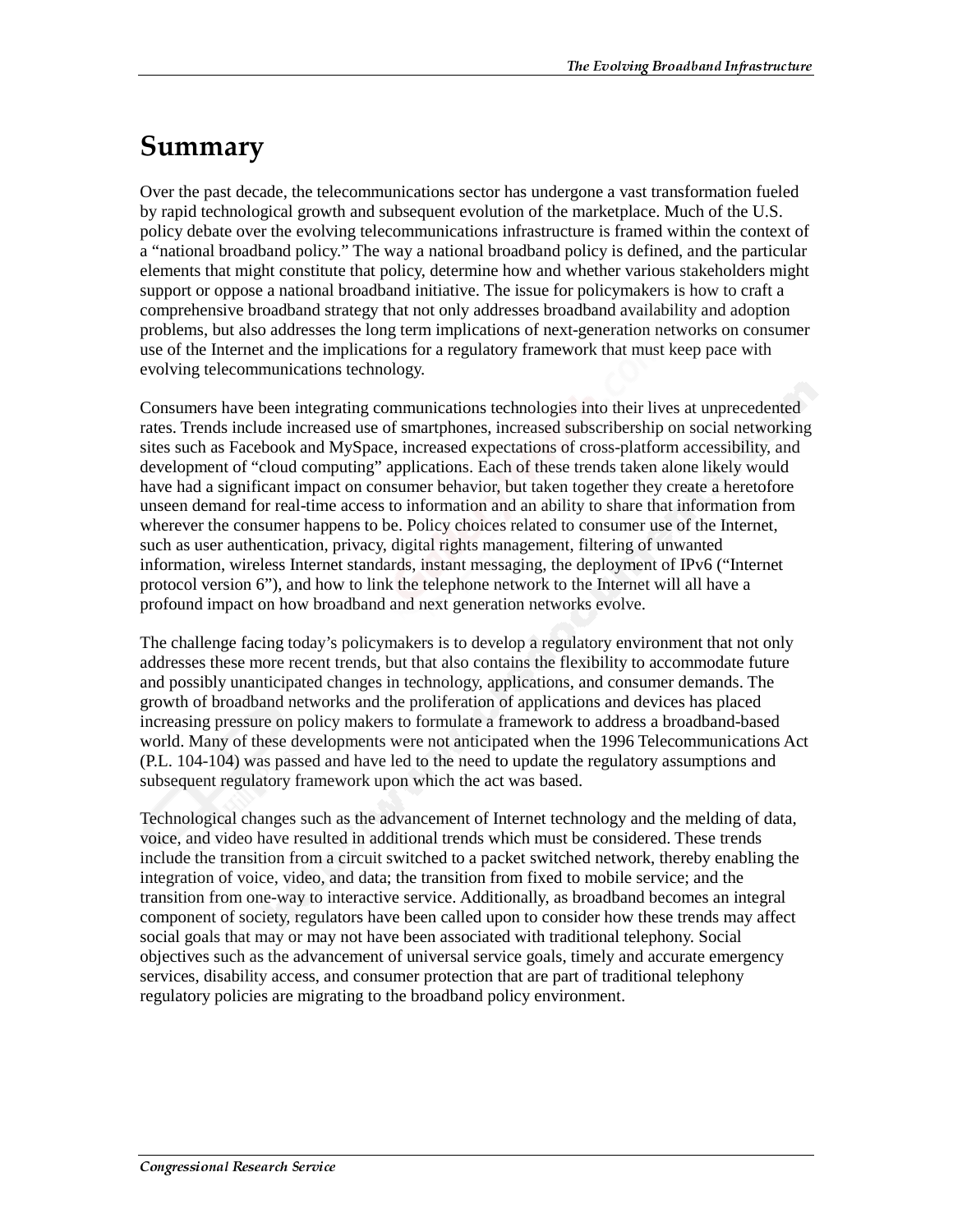# Summary

Over the past decade, the telecommunications sector has undergone a vast transformation fueled by rapid technological growth and subsequent evolution of the marketplace. Much of the U.S. policy debate over the evolving telecommunications infrastructure is framed within the context of a "national broadband policy." The way a national broadband policy is defined, and the particular elements that might constitute that policy, determine how and whether various stakeholders might support or oppose a national broadband initiative. The issue for policymakers is how to craft a comprehensive broadband strategy that not only addresses broadband availability and adoption problems, but also addresses the long term implications of next-generation networks on consumer use of the Internet and the implications for a regulatory framework that must keep pace with evolving telecommunications technology.

Consumers have been integrating communications technologies into their lives at unprecedented rates. Trends include increased use of smartphones, increased subscribership on social networking sites such as Facebook and MySpace, increased expectations of cross-platform accessibility, and development of "cloud computing" applications. Each of these trends taken alone likely would have had a significant impact on consumer behavior, but taken together they create a heretofore unseen demand for real-time access to information and an ability to share that information from wherever the consumer happens to be. Policy choices related to consumer use of the Internet, such as user authentication, privacy, digital rights management, filtering of unwanted information, wireless Internet standards, instant messaging, the deployment of IPv6 ("Internet protocol version 6"), and how to link the telephone network to the Internet will all have a profound impact on how broadband and next generation networks evolve.

The challenge facing today's policymakers is to develop a regulatory environment that not only addresses these more recent trends, but that also contains the flexibility to accommodate future and possibly unanticipated changes in technology, applications, and consumer demands. The growth of broadband networks and the proliferation of applications and devices has placed increasing pressure on policy makers to formulate a framework to address a broadband-based world. Many of these developments were not anticipated when the 1996 Telecommunications Act (P.L. 104-104) was passed and have led to the need to update the regulatory assumptions and subsequent regulatory framework upon which the act was based.

Technological changes such as the advancement of Internet technology and the melding of data, voice, and video have resulted in additional trends which must be considered. These trends include the transition from a circuit switched to a packet switched network, thereby enabling the integration of voice, video, and data; the transition from fixed to mobile service; and the transition from one-way to interactive service. Additionally, as broadband becomes an integral component of society, regulators have been called upon to consider how these trends may affect social goals that may or may not have been associated with traditional telephony. Social objectives such as the advancement of universal service goals, timely and accurate emergency services, disability access, and consumer protection that are part of traditional telephony regulatory policies are migrating to the broadband policy environment.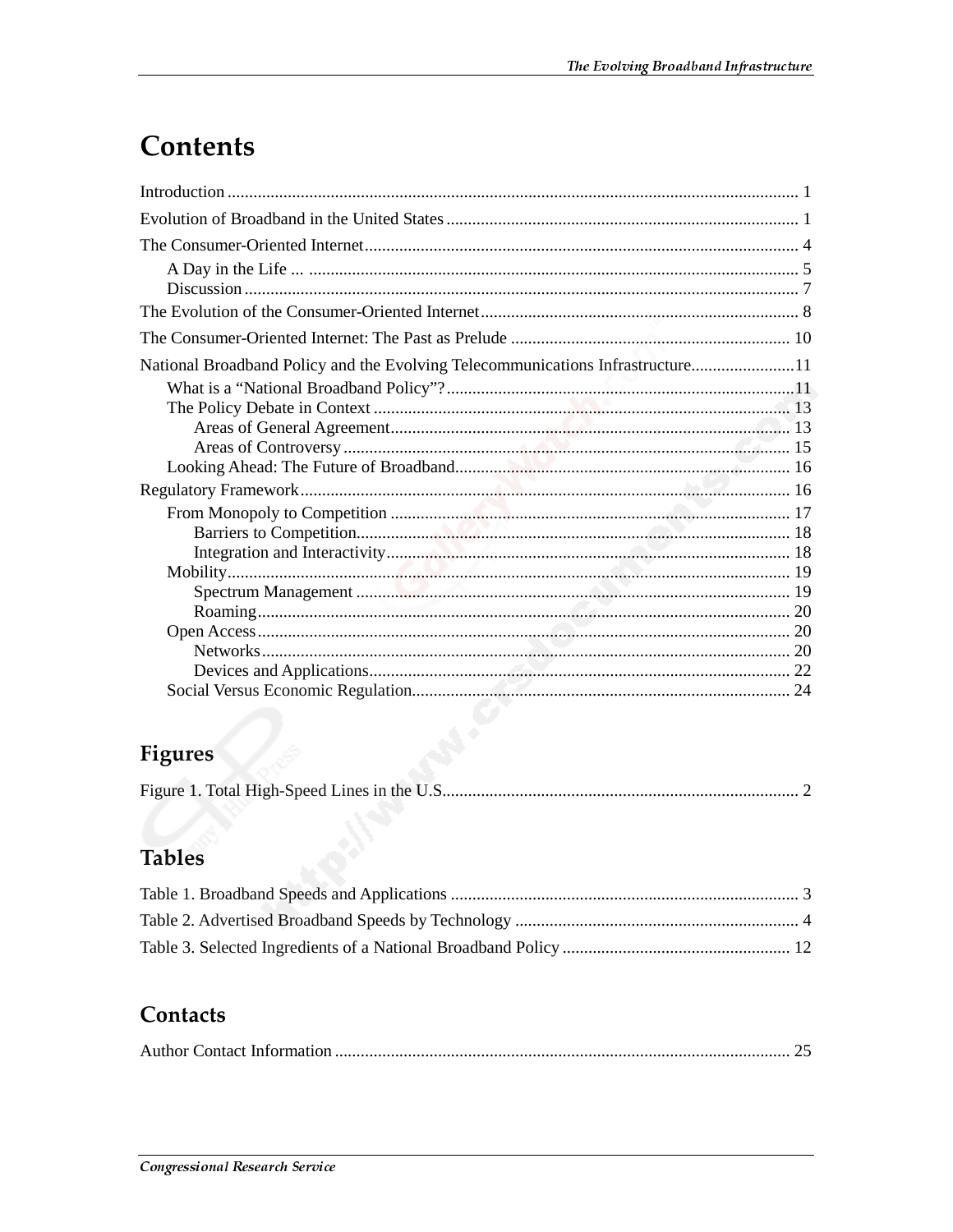# Contents

Introduction ..................................................................................................................................... 1

Evolution of Broadband in the United States ................................................................................. 1

The Consumer-Oriented Internet.................................................................................................... 4

A Day in the Life ... .................................................................................................................. 5

Discussion ................................................................................................................................ 7

The Evolution of the Consumer-Oriented Internet......................................................................... 8

The Consumer-Oriented Internet: The Past as Prelude ................................................................. 10

National Broadband Policy and the Evolving Telecommunications Infrastructure........................11

What is a "National Broadband Policy"? ................................................................................11

The Policy Debate in Context ................................................................................................ 13

Areas of General Agreement............................................................................................ 13

Areas of Controversy ....................................................................................................... 15

Looking Ahead: The Future of Broadband.............................................................................. 16

Regulatory Framework.................................................................................................................. 16

From Monopoly to Competition ............................................................................................. 17

Barriers to Competition.................................................................................................... 18

Integration and Interactivity............................................................................................. 18

Mobility.................................................................................................................................. 19

Spectrum Management .................................................................................................... 19

Roaming........................................................................................................................... 20

Open Access ........................................................................................................................... 20

Networks.......................................................................................................................... 20

Devices and Applications................................................................................................. 22

Social Versus Economic Regulation....................................................................................... 24

## Figures

Figure 1. Total High-Speed Lines in the U.S.................................................................................. 2

## Tables

Table 1. Broadband Speeds and Applications ................................................................................ 3

Table 2. Advertised Broadband Speeds by Technology ................................................................. 4

Table 3. Selected Ingredients of a National Broadband Policy ..................................................... 12

## Contacts

Author Contact Information .......................................................................................................... 25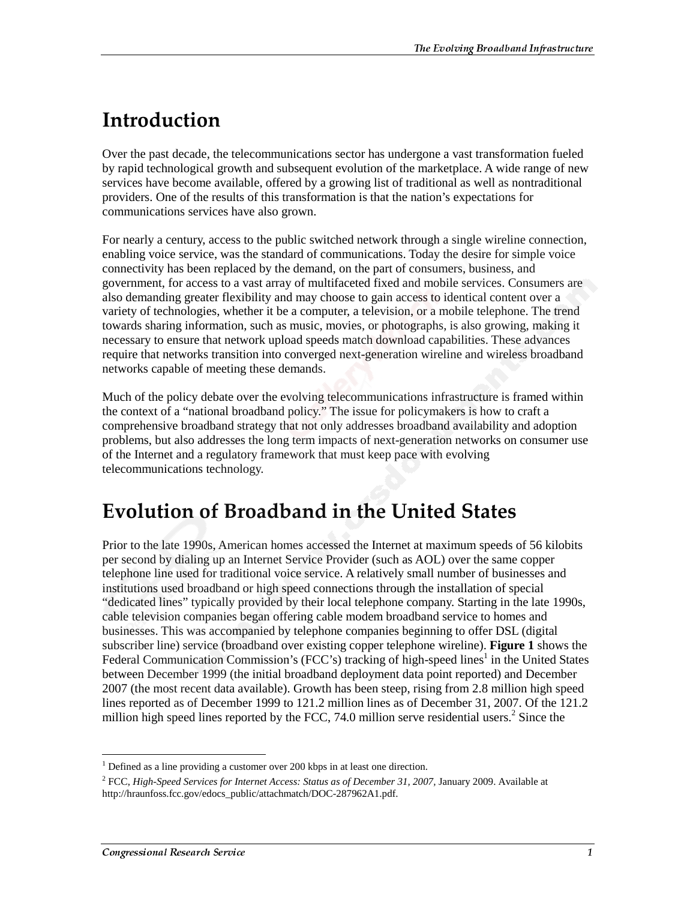# Introduction

Over the past decade, the telecommunications sector has undergone a vast transformation fueled by rapid technological growth and subsequent evolution of the marketplace. A wide range of new services have become available, offered by a growing list of traditional as well as nontraditional providers. One of the results of this transformation is that the nation's expectations for communications services have also grown.

For nearly a century, access to the public switched network through a single wireline connection, enabling voice service, was the standard of communications. Today the desire for simple voice connectivity has been replaced by the demand, on the part of consumers, business, and government, for access to a vast array of multifaceted fixed and mobile services. Consumers are also demanding greater flexibility and may choose to gain access to identical content over a variety of technologies, whether it be a computer, a television, or a mobile telephone. The trend towards sharing information, such as music, movies, or photographs, is also growing, making it necessary to ensure that network upload speeds match download capabilities. These advances require that networks transition into converged next-generation wireline and wireless broadband networks capable of meeting these demands.

Much of the policy debate over the evolving telecommunications infrastructure is framed within the context of a "national broadband policy." The issue for policymakers is how to craft a comprehensive broadband strategy that not only addresses broadband availability and adoption problems, but also addresses the long term impacts of next-generation networks on consumer use of the Internet and a regulatory framework that must keep pace with evolving telecommunications technology.

# Evolution of Broadband in the United States

Prior to the late 1990s, American homes accessed the Internet at maximum speeds of 56 kilobits per second by dialing up an Internet Service Provider (such as AOL) over the same copper telephone line used for traditional voice service. A relatively small number of businesses and institutions used broadband or high speed connections through the installation of special "dedicated lines" typically provided by their local telephone company. Starting in the late 1990s, cable television companies began offering cable modem broadband service to homes and businesses. This was accompanied by telephone companies beginning to offer DSL (digital subscriber line) service (broadband over existing copper telephone wireline). **Figure 1** shows the Federal Communication Commission's (FCC's) tracking of high-speed lines[1] in the United States between December 1999 (the initial broadband deployment data point reported) and December 2007 (the most recent data available). Growth has been steep, rising from 2.8 million high speed lines reported as of December 1999 to 121.2 million lines as of December 31, 2007. Of the 121.2 million high speed lines reported by the FCC, 74.0 million serve residential users.[2] Since the

---

[1] Defined as a line providing a customer over 200 kbps in at least one direction.

[2] FCC, *High-Speed Services for Internet Access: Status as of December 31, 2007*, January 2009. Available at http://hraunfoss.fcc.gov/edocs_public/attachmatch/DOC-287962A1.pdf.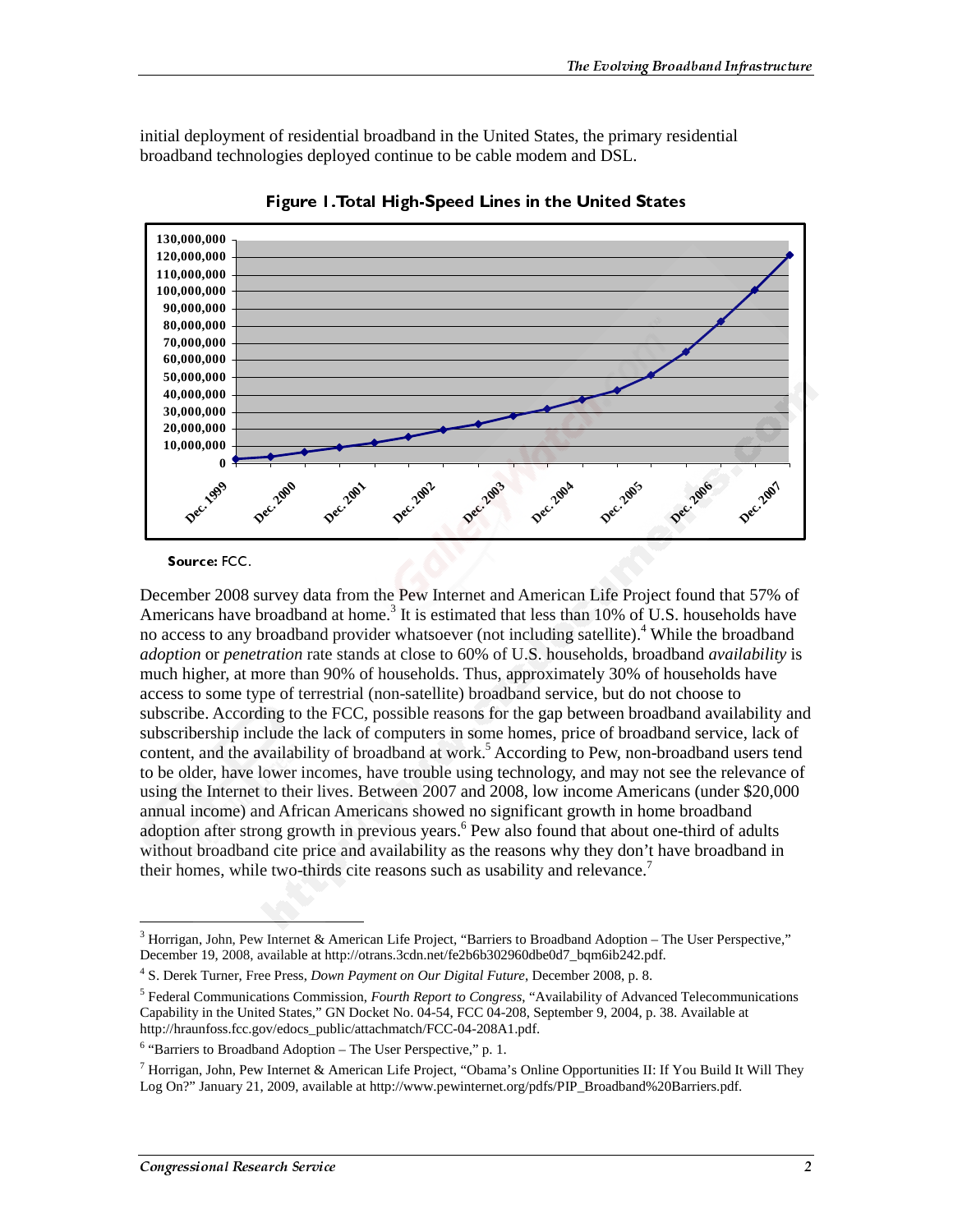initial deployment of residential broadband in the United States, the primary residential broadband technologies deployed continue to be cable modem and DSL.

**Figure 1. Total High-Speed Lines in the United States**

**Source:** FCC.

December 2008 survey data from the Pew Internet and American Life Project found that 57% of Americans have broadband at home.[3] It is estimated that less than 10% of U.S. households have no access to any broadband provider whatsoever (not including satellite).[4] While the broadband *adoption* or *penetration* rate stands at close to 60% of U.S. households, broadband *availability* is much higher, at more than 90% of households. Thus, approximately 30% of households have access to some type of terrestrial (non-satellite) broadband service, but do not choose to subscribe. According to the FCC, possible reasons for the gap between broadband availability and subscribership include the lack of computers in some homes, price of broadband service, lack of content, and the availability of broadband at work.[5] According to Pew, non-broadband users tend to be older, have lower incomes, have trouble using technology, and may not see the relevance of using the Internet to their lives. Between 2007 and 2008, low income Americans (under $20,000 annual income) and African Americans showed no significant growth in home broadband adoption after strong growth in previous years.[6] Pew also found that about one-third of adults without broadband cite price and availability as the reasons why they don't have broadband in their homes, while two-thirds cite reasons such as usability and relevance.[7]

---

[3] Horrigan, John, Pew Internet & American Life Project, "Barriers to Broadband Adoption – The User Perspective," December 19, 2008, available at http://otrans.3cdn.net/fe2b6b302960dbe0d7_bqm6ib242.pdf.

[4] S. Derek Turner, Free Press, *Down Payment on Our Digital Future*, December 2008, p. 8.

[5] Federal Communications Commission, *Fourth Report to Congress*, "Availability of Advanced Telecommunications Capability in the United States," GN Docket No. 04-54, FCC 04-208, September 9, 2004, p. 38. Available at http://hraunfoss.fcc.gov/edocs_public/attachmatch/FCC-04-208A1.pdf.

[6] "Barriers to Broadband Adoption – The User Perspective," p. 1.

[7] Horrigan, John, Pew Internet & American Life Project, "Obama's Online Opportunities II: If You Build It Will They Log On?" January 21, 2009, available at http://www.pewinternet.org/pdfs/PIP_Broadband%20Barriers.pdf.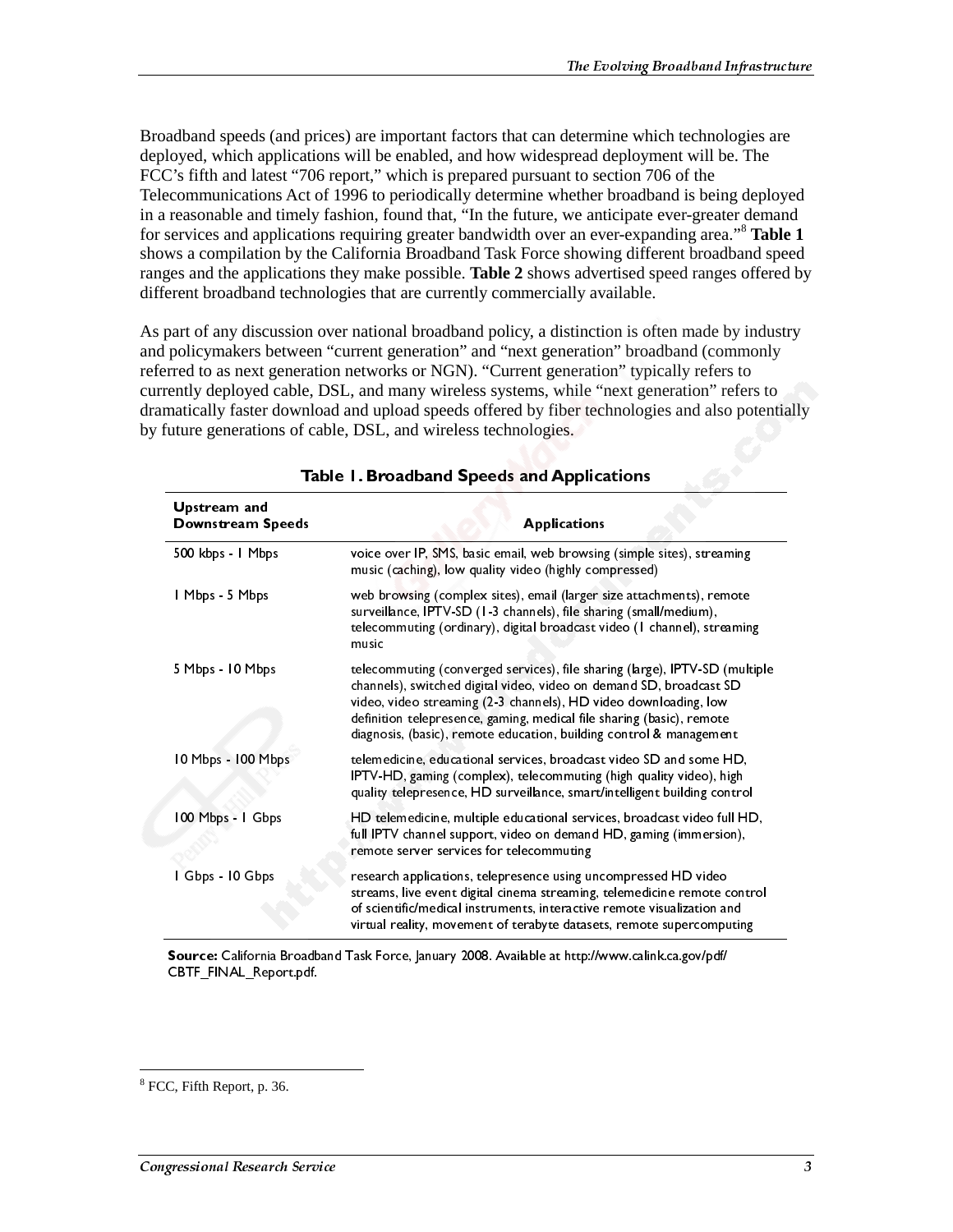Broadband speeds (and prices) are important factors that can determine which technologies are deployed, which applications will be enabled, and how widespread deployment will be. The FCC's fifth and latest "706 report," which is prepared pursuant to section 706 of the Telecommunications Act of 1996 to periodically determine whether broadband is being deployed in a reasonable and timely fashion, found that, "In the future, we anticipate ever-greater demand for services and applications requiring greater bandwidth over an ever-expanding area."[8] **Table 1** shows a compilation by the California Broadband Task Force showing different broadband speed ranges and the applications they make possible. **Table 2** shows advertised speed ranges offered by different broadband technologies that are currently commercially available.

As part of any discussion over national broadband policy, a distinction is often made by industry and policymakers between "current generation" and "next generation" broadband (commonly referred to as next generation networks or NGN). "Current generation" typically refers to currently deployed cable, DSL, and many wireless systems, while "next generation" refers to dramatically faster download and upload speeds offered by fiber technologies and also potentially by future generations of cable, DSL, and wireless technologies.

**Table 1. Broadband Speeds and Applications**

| Upstream and Downstream Speeds | Applications |
|---|---|
| 500 kbps - 1 Mbps | voice over IP, SMS, basic email, web browsing (simple sites), streaming music (caching), low quality video (highly compressed) |
| 1 Mbps - 5 Mbps | web browsing (complex sites), email (larger size attachments), remote surveillance, IPTV-SD (1-3 channels), file sharing (small/medium), telecommuting (ordinary), digital broadcast video (1 channel), streaming music |
| 5 Mbps - 10 Mbps | telecommuting (converged services), file sharing (large), IPTV-SD (multiple channels), switched digital video, video on demand SD, broadcast SD video, video streaming (2-3 channels), HD video downloading, low definition telepresence, gaming, medical file sharing (basic), remote diagnosis, (basic), remote education, building control & management |
| 10 Mbps - 100 Mbps | telemedicine, educational services, broadcast video SD and some HD, IPTV-HD, gaming (complex), telecommuting (high quality video), high quality telepresence, HD surveillance, smart/intelligent building control |
| 100 Mbps - 1 Gbps | HD telemedicine, multiple educational services, broadcast video full HD, full IPTV channel support, video on demand HD, gaming (immersion), remote server services for telecommuting |
| 1 Gbps - 10 Gbps | research applications, telepresence using uncompressed HD video streams, live event digital cinema streaming, telemedicine remote control of scientific/medical instruments, interactive remote visualization and virtual reality, movement of terabyte datasets, remote supercomputing |

**Source:** California Broadband Task Force, January 2008. Available at http://www.calink.ca.gov/pdf/CBTF_FINAL_Report.pdf.

[8] FCC, Fifth Report, p. 36.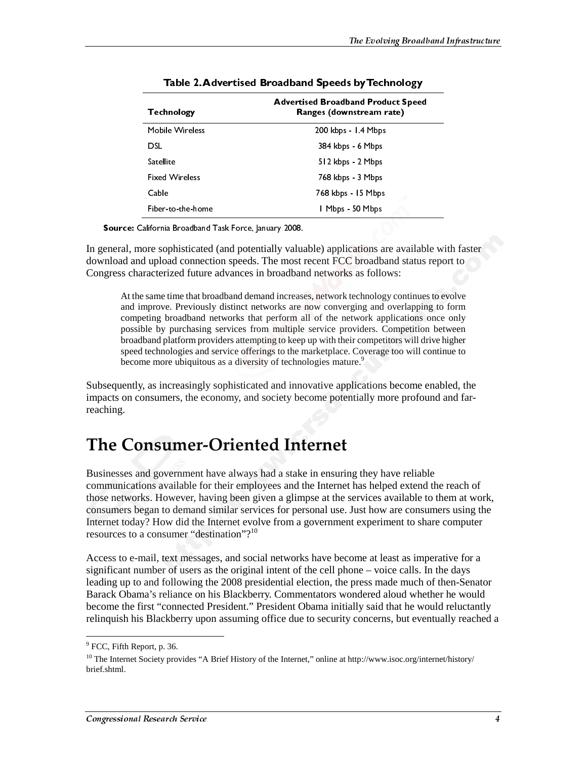**Table 2. Advertised Broadband Speeds by Technology**

| Technology | Advertised Broadband Product Speed Ranges (downstream rate) |
|---|---|
| Mobile Wireless | 200 kbps - 1.4 Mbps |
| DSL | 384 kbps - 6 Mbps |
| Satellite | 512 kbps - 2 Mbps |
| Fixed Wireless | 768 kbps - 3 Mbps |
| Cable | 768 kbps - 15 Mbps |
| Fiber-to-the-home | 1 Mbps - 50 Mbps |

**Source:** California Broadband Task Force, January 2008.

In general, more sophisticated (and potentially valuable) applications are available with faster download and upload connection speeds. The most recent FCC broadband status report to Congress characterized future advances in broadband networks as follows:

> At the same time that broadband demand increases, network technology continues to evolve and improve. Previously distinct networks are now converging and overlapping to form competing broadband networks that perform all of the network applications once only possible by purchasing services from multiple service providers. Competition between broadband platform providers attempting to keep up with their competitors will drive higher speed technologies and service offerings to the marketplace. Coverage too will continue to become more ubiquitous as a diversity of technologies mature.[9]

Subsequently, as increasingly sophisticated and innovative applications become enabled, the impacts on consumers, the economy, and society become potentially more profound and far-reaching.

# The Consumer-Oriented Internet

Businesses and government have always had a stake in ensuring they have reliable communications available for their employees and the Internet has helped extend the reach of those networks. However, having been given a glimpse at the services available to them at work, consumers began to demand similar services for personal use. Just how are consumers using the Internet today? How did the Internet evolve from a government experiment to share computer resources to a consumer "destination"?[10]

Access to e-mail, text messages, and social networks have become at least as imperative for a significant number of users as the original intent of the cell phone – voice calls. In the days leading up to and following the 2008 presidential election, the press made much of then-Senator Barack Obama's reliance on his Blackberry. Commentators wondered aloud whether he would become the first "connected President." President Obama initially said that he would reluctantly relinquish his Blackberry upon assuming office due to security concerns, but eventually reached a

---

[9] FCC, Fifth Report, p. 36.

[10] The Internet Society provides "A Brief History of the Internet," online at http://www.isoc.org/internet/history/brief.shtml.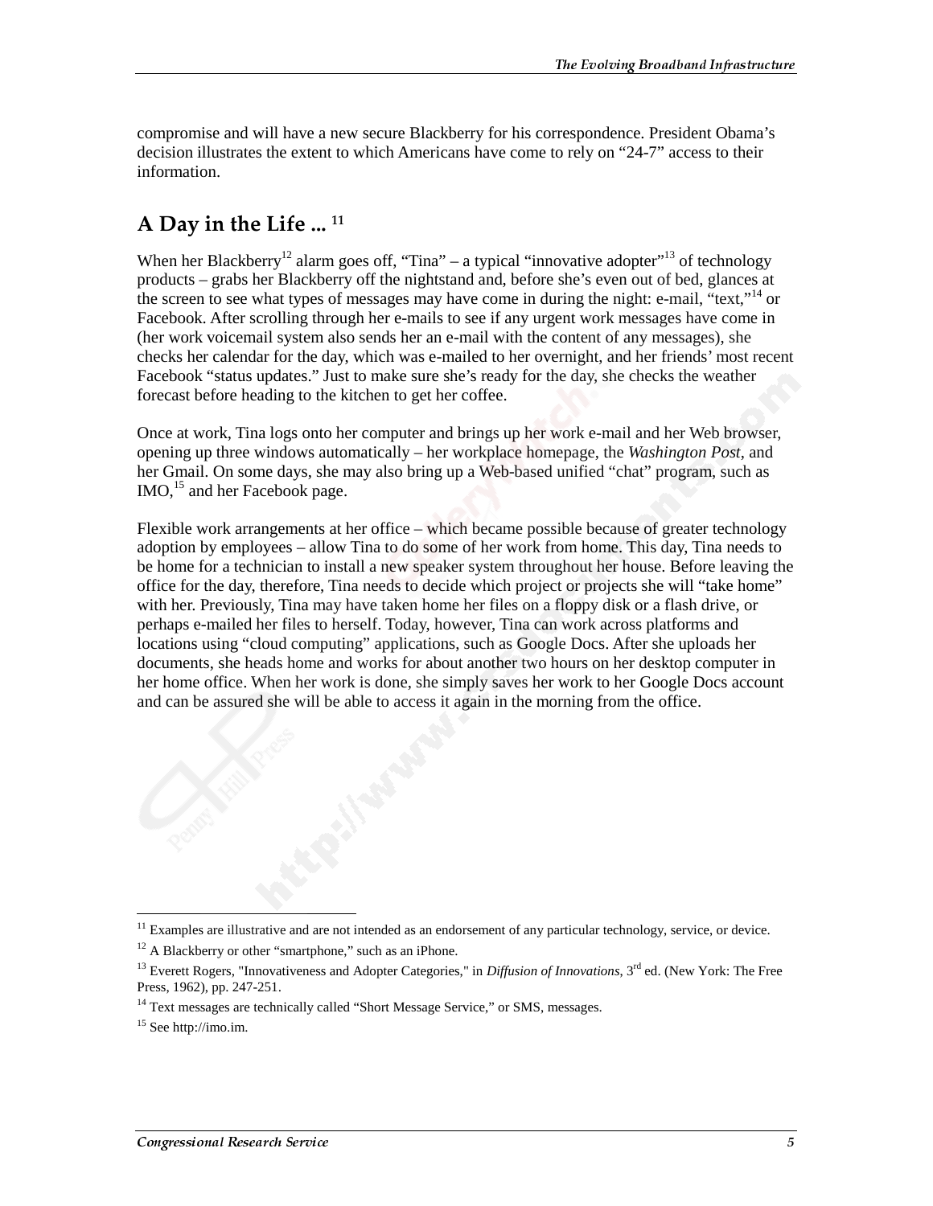compromise and will have a new secure Blackberry for his correspondence. President Obama's decision illustrates the extent to which Americans have come to rely on "24-7" access to their information.

## A Day in the Life ... [11]

When her Blackberry[12] alarm goes off, "Tina" – a typical "innovative adopter"[13] of technology products – grabs her Blackberry off the nightstand and, before she's even out of bed, glances at the screen to see what types of messages may have come in during the night: e-mail, "text,"[14] or Facebook. After scrolling through her e-mails to see if any urgent work messages have come in (her work voicemail system also sends her an e-mail with the content of any messages), she checks her calendar for the day, which was e-mailed to her overnight, and her friends' most recent Facebook "status updates." Just to make sure she's ready for the day, she checks the weather forecast before heading to the kitchen to get her coffee.

Once at work, Tina logs onto her computer and brings up her work e-mail and her Web browser, opening up three windows automatically – her workplace homepage, the *Washington Post*, and her Gmail. On some days, she may also bring up a Web-based unified "chat" program, such as IMO,[15] and her Facebook page.

Flexible work arrangements at her office – which became possible because of greater technology adoption by employees – allow Tina to do some of her work from home. This day, Tina needs to be home for a technician to install a new speaker system throughout her house. Before leaving the office for the day, therefore, Tina needs to decide which project or projects she will "take home" with her. Previously, Tina may have taken home her files on a floppy disk or a flash drive, or perhaps e-mailed her files to herself. Today, however, Tina can work across platforms and locations using "cloud computing" applications, such as Google Docs. After she uploads her documents, she heads home and works for about another two hours on her desktop computer in her home office. When her work is done, she simply saves her work to her Google Docs account and can be assured she will be able to access it again in the morning from the office.

---

[11] Examples are illustrative and are not intended as an endorsement of any particular technology, service, or device.

[12] A Blackberry or other "smartphone," such as an iPhone.

[13] Everett Rogers, "Innovativeness and Adopter Categories," in *Diffusion of Innovations*, 3rd ed. (New York: The Free Press, 1962), pp. 247-251.

[14] Text messages are technically called "Short Message Service," or SMS, messages.

[15] See http://imo.im.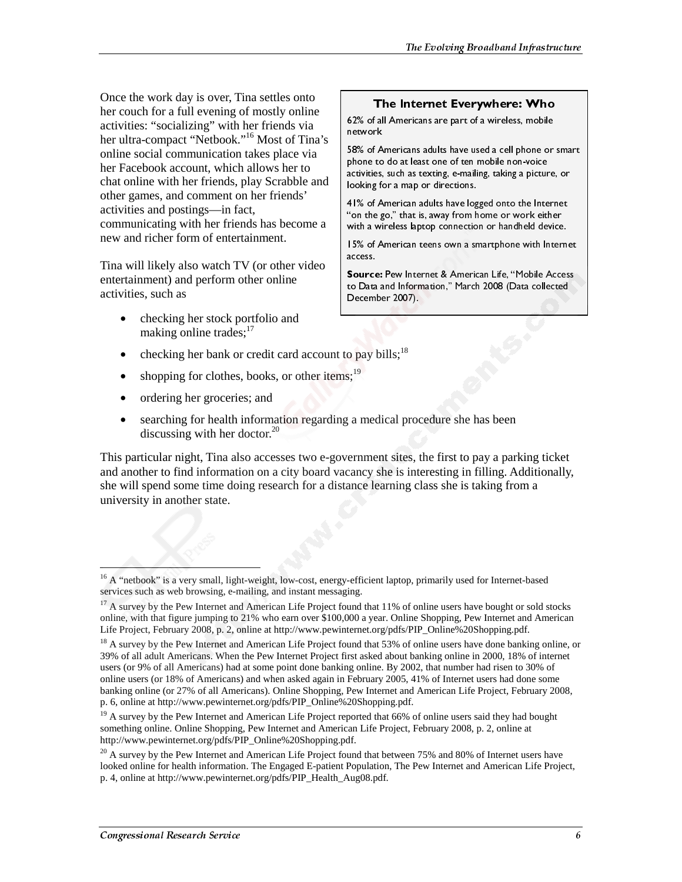Once the work day is over, Tina settles onto her couch for a full evening of mostly online activities: "socializing" with her friends via her ultra-compact "Netbook."[16] Most of Tina's online social communication takes place via her Facebook account, which allows her to chat online with her friends, play Scrabble and other games, and comment on her friends' activities and postings—in fact, communicating with her friends has become a new and richer form of entertainment.

> **The Internet Everywhere: Who**
>
> 62% of all Americans are part of a wireless, mobile network
>
> 58% of Americans adults have used a cell phone or smart phone to do at least one of ten mobile non-voice activities, such as texting, e-mailing, taking a picture, or looking for a map or directions.
>
> 41% of American adults have logged onto the Internet "on the go," that is, away from home or work either with a wireless laptop connection or handheld device.
>
> 15% of American teens own a smartphone with Internet access.
>
> **Source:** Pew Internet & American Life, "Mobile Access to Data and Information," March 2008 (Data collected December 2007).

Tina will likely also watch TV (or other video entertainment) and perform other online activities, such as

- checking her stock portfolio and making online trades;[17]
- checking her bank or credit card account to pay bills;[18]
- shopping for clothes, books, or other items;[19]
- ordering her groceries; and
- searching for health information regarding a medical procedure she has been discussing with her doctor.[20]

This particular night, Tina also accesses two e-government sites, the first to pay a parking ticket and another to find information on a city board vacancy she is interesting in filling. Additionally, she will spend some time doing research for a distance learning class she is taking from a university in another state.

---

[16] A "netbook" is a very small, light-weight, low-cost, energy-efficient laptop, primarily used for Internet-based services such as web browsing, e-mailing, and instant messaging.

[17] A survey by the Pew Internet and American Life Project found that 11% of online users have bought or sold stocks online, with that figure jumping to 21% who earn over $100,000 a year. Online Shopping, Pew Internet and American Life Project, February 2008, p. 2, online at http://www.pewinternet.org/pdfs/PIP_Online%20Shopping.pdf.

[18] A survey by the Pew Internet and American Life Project found that 53% of online users have done banking online, or 39% of all adult Americans. When the Pew Internet Project first asked about banking online in 2000, 18% of internet users (or 9% of all Americans) had at some point done banking online. By 2002, that number had risen to 30% of online users (or 18% of Americans) and when asked again in February 2005, 41% of Internet users had done some banking online (or 27% of all Americans). Online Shopping, Pew Internet and American Life Project, February 2008, p. 6, online at http://www.pewinternet.org/pdfs/PIP_Online%20Shopping.pdf.

[19] A survey by the Pew Internet and American Life Project reported that 66% of online users said they had bought something online. Online Shopping, Pew Internet and American Life Project, February 2008, p. 2, online at http://www.pewinternet.org/pdfs/PIP_Online%20Shopping.pdf.

[20] A survey by the Pew Internet and American Life Project found that between 75% and 80% of Internet users have looked online for health information. The Engaged E-patient Population, The Pew Internet and American Life Project, p. 4, online at http://www.pewinternet.org/pdfs/PIP_Health_Aug08.pdf.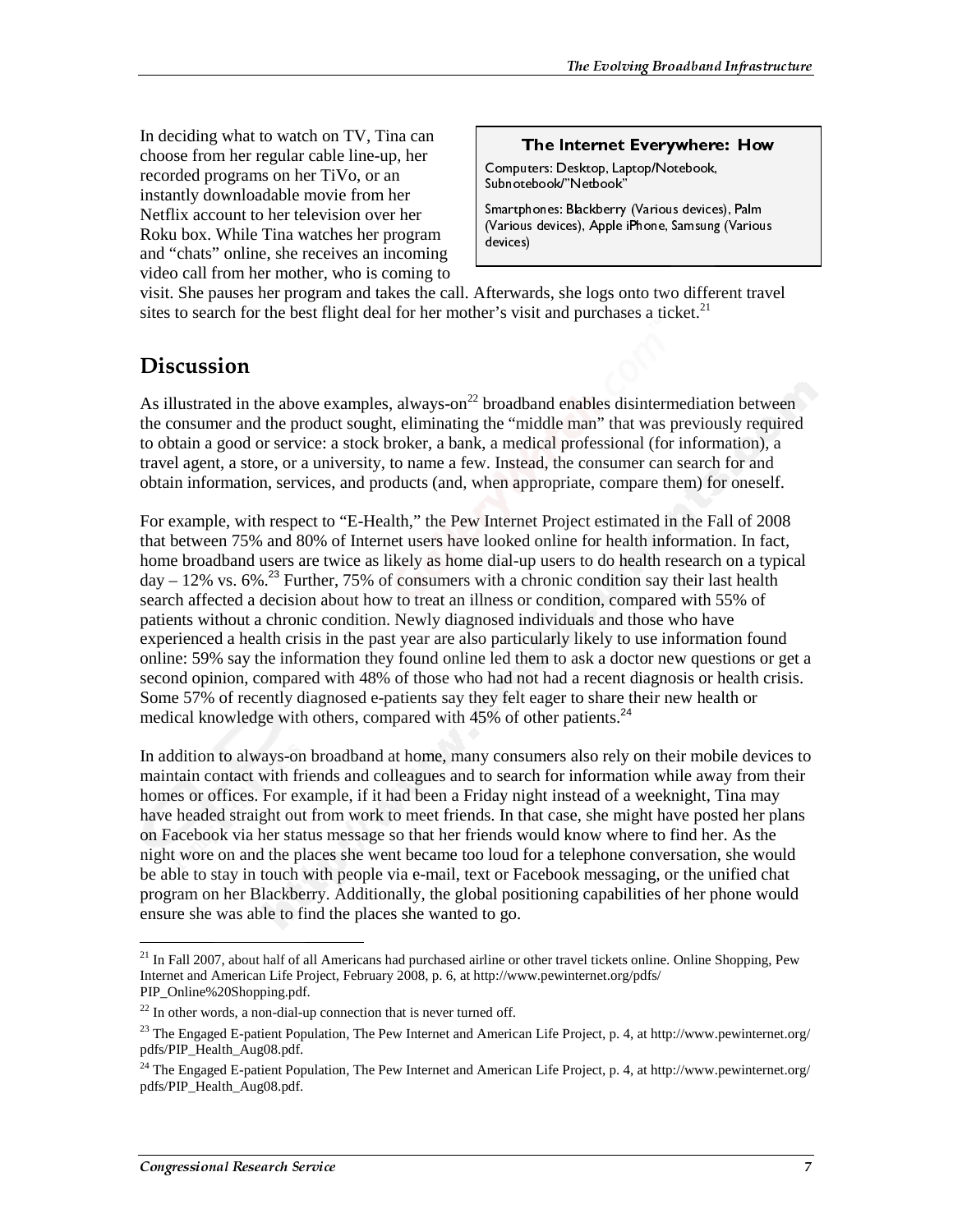In deciding what to watch on TV, Tina can choose from her regular cable line-up, her recorded programs on her TiVo, or an instantly downloadable movie from her Netflix account to her television over her Roku box. While Tina watches her program and "chats" online, she receives an incoming video call from her mother, who is coming to visit. She pauses her program and takes the call. Afterwards, she logs onto two different travel sites to search for the best flight deal for her mother's visit and purchases a ticket.[21]

> **The Internet Everywhere: How**
>
> Computers: Desktop, Laptop/Notebook, Subnotebook/"Netbook"
>
> Smartphones: Blackberry (Various devices), Palm (Various devices), Apple iPhone, Samsung (Various devices)

## Discussion

As illustrated in the above examples, always-on[22] broadband enables disintermediation between the consumer and the product sought, eliminating the "middle man" that was previously required to obtain a good or service: a stock broker, a bank, a medical professional (for information), a travel agent, a store, or a university, to name a few. Instead, the consumer can search for and obtain information, services, and products (and, when appropriate, compare them) for oneself.

For example, with respect to "E-Health," the Pew Internet Project estimated in the Fall of 2008 that between 75% and 80% of Internet users have looked online for health information. In fact, home broadband users are twice as likely as home dial-up users to do health research on a typical day – 12% vs. 6%.[23] Further, 75% of consumers with a chronic condition say their last health search affected a decision about how to treat an illness or condition, compared with 55% of patients without a chronic condition. Newly diagnosed individuals and those who have experienced a health crisis in the past year are also particularly likely to use information found online: 59% say the information they found online led them to ask a doctor new questions or get a second opinion, compared with 48% of those who had not had a recent diagnosis or health crisis. Some 57% of recently diagnosed e-patients say they felt eager to share their new health or medical knowledge with others, compared with 45% of other patients.[24]

In addition to always-on broadband at home, many consumers also rely on their mobile devices to maintain contact with friends and colleagues and to search for information while away from their homes or offices. For example, if it had been a Friday night instead of a weeknight, Tina may have headed straight out from work to meet friends. In that case, she might have posted her plans on Facebook via her status message so that her friends would know where to find her. As the night wore on and the places she went became too loud for a telephone conversation, she would be able to stay in touch with people via e-mail, text or Facebook messaging, or the unified chat program on her Blackberry. Additionally, the global positioning capabilities of her phone would ensure she was able to find the places she wanted to go.

---

[21] In Fall 2007, about half of all Americans had purchased airline or other travel tickets online. Online Shopping, Pew Internet and American Life Project, February 2008, p. 6, at http://www.pewinternet.org/pdfs/PIP_Online%20Shopping.pdf.

[22] In other words, a non-dial-up connection that is never turned off.

[23] The Engaged E-patient Population, The Pew Internet and American Life Project, p. 4, at http://www.pewinternet.org/pdfs/PIP_Health_Aug08.pdf.

[24] The Engaged E-patient Population, The Pew Internet and American Life Project, p. 4, at http://www.pewinternet.org/pdfs/PIP_Health_Aug08.pdf.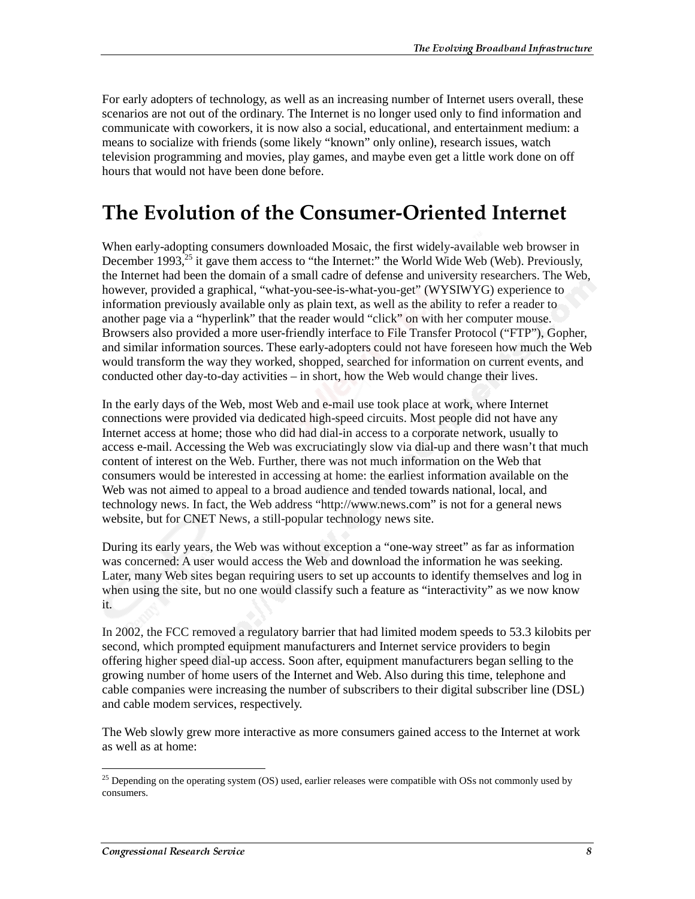For early adopters of technology, as well as an increasing number of Internet users overall, these scenarios are not out of the ordinary. The Internet is no longer used only to find information and communicate with coworkers, it is now also a social, educational, and entertainment medium: a means to socialize with friends (some likely "known" only online), research issues, watch television programming and movies, play games, and maybe even get a little work done on off hours that would not have been done before.

# The Evolution of the Consumer-Oriented Internet

When early-adopting consumers downloaded Mosaic, the first widely-available web browser in December 1993,[25] it gave them access to "the Internet:" the World Wide Web (Web). Previously, the Internet had been the domain of a small cadre of defense and university researchers. The Web, however, provided a graphical, "what-you-see-is-what-you-get" (WYSIWYG) experience to information previously available only as plain text, as well as the ability to refer a reader to another page via a "hyperlink" that the reader would "click" on with her computer mouse. Browsers also provided a more user-friendly interface to File Transfer Protocol ("FTP"), Gopher, and similar information sources. These early-adopters could not have foreseen how much the Web would transform the way they worked, shopped, searched for information on current events, and conducted other day-to-day activities – in short, how the Web would change their lives.

In the early days of the Web, most Web and e-mail use took place at work, where Internet connections were provided via dedicated high-speed circuits. Most people did not have any Internet access at home; those who did had dial-in access to a corporate network, usually to access e-mail. Accessing the Web was excruciatingly slow via dial-up and there wasn't that much content of interest on the Web. Further, there was not much information on the Web that consumers would be interested in accessing at home: the earliest information available on the Web was not aimed to appeal to a broad audience and tended towards national, local, and technology news. In fact, the Web address "http://www.news.com" is not for a general news website, but for CNET News, a still-popular technology news site.

During its early years, the Web was without exception a "one-way street" as far as information was concerned: A user would access the Web and download the information he was seeking. Later, many Web sites began requiring users to set up accounts to identify themselves and log in when using the site, but no one would classify such a feature as "interactivity" as we now know it.

In 2002, the FCC removed a regulatory barrier that had limited modem speeds to 53.3 kilobits per second, which prompted equipment manufacturers and Internet service providers to begin offering higher speed dial-up access. Soon after, equipment manufacturers began selling to the growing number of home users of the Internet and Web. Also during this time, telephone and cable companies were increasing the number of subscribers to their digital subscriber line (DSL) and cable modem services, respectively.

The Web slowly grew more interactive as more consumers gained access to the Internet at work as well as at home:

---

[25] Depending on the operating system (OS) used, earlier releases were compatible with OSs not commonly used by consumers.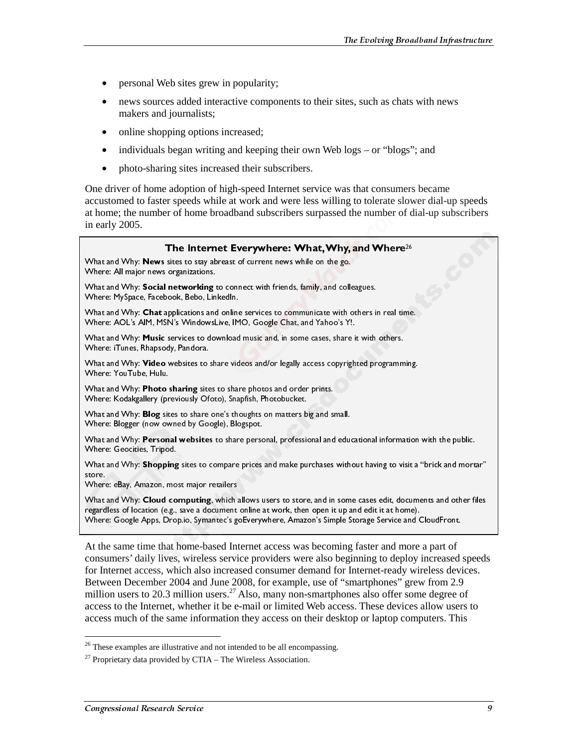- personal Web sites grew in popularity;
- news sources added interactive components to their sites, such as chats with news makers and journalists;
- online shopping options increased;
- individuals began writing and keeping their own Web logs – or "blogs"; and
- photo-sharing sites increased their subscribers.

One driver of home adoption of high-speed Internet service was that consumers became accustomed to faster speeds while at work and were less willing to tolerate slower dial-up speeds at home; the number of home broadband subscribers surpassed the number of dial-up subscribers in early 2005.

**The Internet Everywhere: What, Why, and Where**[26]

What and Why: **News** sites to stay abreast of current news while on the go.
Where: All major news organizations.

What and Why: **Social networking** to connect with friends, family, and colleagues.
Where: MySpace, Facebook, Bebo, LinkedIn.

What and Why: **Chat** applications and online services to communicate with others in real time.
Where: AOL's AIM, MSN's WindowsLive, IMO, Google Chat, and Yahoo's Y!.

What and Why: **Music** services to download music and, in some cases, share it with others.
Where: iTunes, Rhapsody, Pandora.

What and Why: **Video** websites to share videos and/or legally access copyrighted programming.
Where: YouTube, Hulu.

What and Why: **Photo sharing** sites to share photos and order prints.
Where: Kodakgallery (previously Ofoto), Snapfish, Photobucket.

What and Why: **Blog** sites to share one's thoughts on matters big and small.
Where: Blogger (now owned by Google), Blogspot.

What and Why: **Personal websites** to share personal, professional and educational information with the public.
Where: Geocities, Tripod.

What and Why: **Shopping** sites to compare prices and make purchases without having to visit a "brick and mortar" store.
Where: eBay, Amazon, most major retailers

What and Why: **Cloud computing**, which allows users to store, and in some cases edit, documents and other files regardless of location (e.g., save a document online at work, then open it up and edit it at home).
Where: Google Apps, Drop.io, Symantec's goEverywhere, Amazon's Simple Storage Service and CloudFront.

At the same time that home-based Internet access was becoming faster and more a part of consumers' daily lives, wireless service providers were also beginning to deploy increased speeds for Internet access, which also increased consumer demand for Internet-ready wireless devices. Between December 2004 and June 2008, for example, use of "smartphones" grew from 2.9 million users to 20.3 million users.[27] Also, many non-smartphones also offer some degree of access to the Internet, whether it be e-mail or limited Web access. These devices allow users to access much of the same information they access on their desktop or laptop computers. This

---

[26] These examples are illustrative and not intended to be all encompassing.

[27] Proprietary data provided by CTIA – The Wireless Association.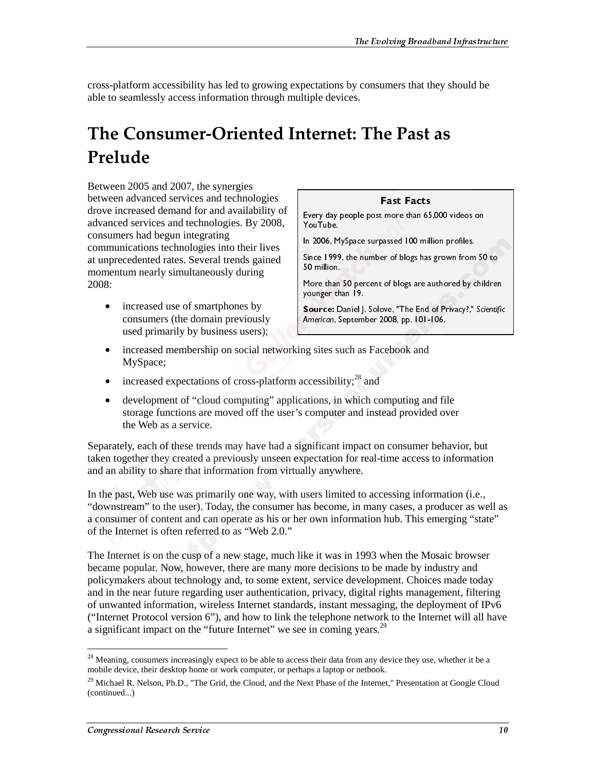cross-platform accessibility has led to growing expectations by consumers that they should be able to seamlessly access information through multiple devices.

# The Consumer-Oriented Internet: The Past as Prelude

Between 2005 and 2007, the synergies between advanced services and technologies drove increased demand for and availability of advanced services and technologies. By 2008, consumers had begun integrating communications technologies into their lives at unprecedented rates. Several trends gained momentum nearly simultaneously during 2008:

- increased use of smartphones by consumers (the domain previously used primarily by business users);
- increased membership on social networking sites such as Facebook and MySpace;
- increased expectations of cross-platform accessibility;[28] and
- development of "cloud computing" applications, in which computing and file storage functions are moved off the user's computer and instead provided over the Web as a service.

> **Fast Facts**
>
> Every day people post more than 65,000 videos on YouTube.
>
> In 2006, MySpace surpassed 100 million profiles.
>
> Since 1999, the number of blogs has grown from 50 to 50 million.
>
> More than 50 percent of blogs are authored by children younger than 19.
>
> **Source:** Daniel J. Solove, "The End of Privacy?," *Scientific American*, September 2008, pp. 101-106.

Separately, each of these trends may have had a significant impact on consumer behavior, but taken together they created a previously unseen expectation for real-time access to information and an ability to share that information from virtually anywhere.

In the past, Web use was primarily one way, with users limited to accessing information (i.e., "downstream" to the user). Today, the consumer has become, in many cases, a producer as well as a consumer of content and can operate as his or her own information hub. This emerging "state" of the Internet is often referred to as "Web 2.0."

The Internet is on the cusp of a new stage, much like it was in 1993 when the Mosaic browser became popular. Now, however, there are many more decisions to be made by industry and policymakers about technology and, to some extent, service development. Choices made today and in the near future regarding user authentication, privacy, digital rights management, filtering of unwanted information, wireless Internet standards, instant messaging, the deployment of IPv6 ("Internet Protocol version 6"), and how to link the telephone network to the Internet will all have a significant impact on the "future Internet" we see in coming years.[29]

---

[28] Meaning, consumers increasingly expect to be able to access their data from any device they use, whether it be a mobile device, their desktop home or work computer, or perhaps a laptop or netbook.

[29] Michael R. Nelson, Ph.D., "The Grid, the Cloud, and the Next Phase of the Internet," Presentation at Google Cloud (continued...)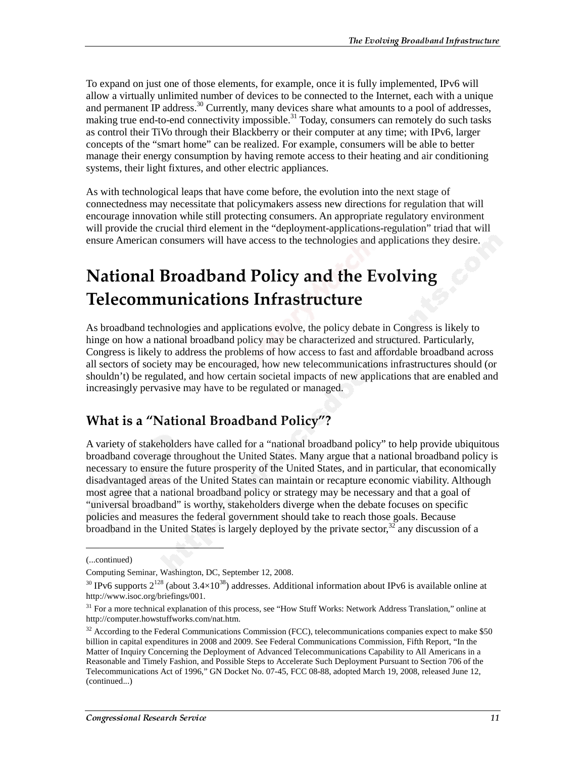To expand on just one of those elements, for example, once it is fully implemented, IPv6 will allow a virtually unlimited number of devices to be connected to the Internet, each with a unique and permanent IP address.[30] Currently, many devices share what amounts to a pool of addresses, making true end-to-end connectivity impossible.[31] Today, consumers can remotely do such tasks as control their TiVo through their Blackberry or their computer at any time; with IPv6, larger concepts of the "smart home" can be realized. For example, consumers will be able to better manage their energy consumption by having remote access to their heating and air conditioning systems, their light fixtures, and other electric appliances.

As with technological leaps that have come before, the evolution into the next stage of connectedness may necessitate that policymakers assess new directions for regulation that will encourage innovation while still protecting consumers. An appropriate regulatory environment will provide the crucial third element in the "deployment-applications-regulation" triad that will ensure American consumers will have access to the technologies and applications they desire.

# National Broadband Policy and the Evolving Telecommunications Infrastructure

As broadband technologies and applications evolve, the policy debate in Congress is likely to hinge on how a national broadband policy may be characterized and structured. Particularly, Congress is likely to address the problems of how access to fast and affordable broadband across all sectors of society may be encouraged, how new telecommunications infrastructures should (or shouldn't) be regulated, and how certain societal impacts of new applications that are enabled and increasingly pervasive may have to be regulated or managed.

## What is a "National Broadband Policy"?

A variety of stakeholders have called for a "national broadband policy" to help provide ubiquitous broadband coverage throughout the United States. Many argue that a national broadband policy is necessary to ensure the future prosperity of the United States, and in particular, that economically disadvantaged areas of the United States can maintain or recapture economic viability. Although most agree that a national broadband policy or strategy may be necessary and that a goal of "universal broadband" is worthy, stakeholders diverge when the debate focuses on specific policies and measures the federal government should take to reach those goals. Because broadband in the United States is largely deployed by the private sector,[32] any discussion of a

---

(...continued)

Computing Seminar, Washington, DC, September 12, 2008.

[30] IPv6 supports $2^{128}$ (about $3.4 \times 10^{38}$) addresses. Additional information about IPv6 is available online at http://www.isoc.org/briefings/001.

[31] For a more technical explanation of this process, see "How Stuff Works: Network Address Translation," online at http://computer.howstuffworks.com/nat.htm.

[32] According to the Federal Communications Commission (FCC), telecommunications companies expect to make $50 billion in capital expenditures in 2008 and 2009. See Federal Communications Commission, Fifth Report, "In the Matter of Inquiry Concerning the Deployment of Advanced Telecommunications Capability to All Americans in a Reasonable and Timely Fashion, and Possible Steps to Accelerate Such Deployment Pursuant to Section 706 of the Telecommunications Act of 1996," GN Docket No. 07-45, FCC 08-88, adopted March 19, 2008, released June 12, (continued...)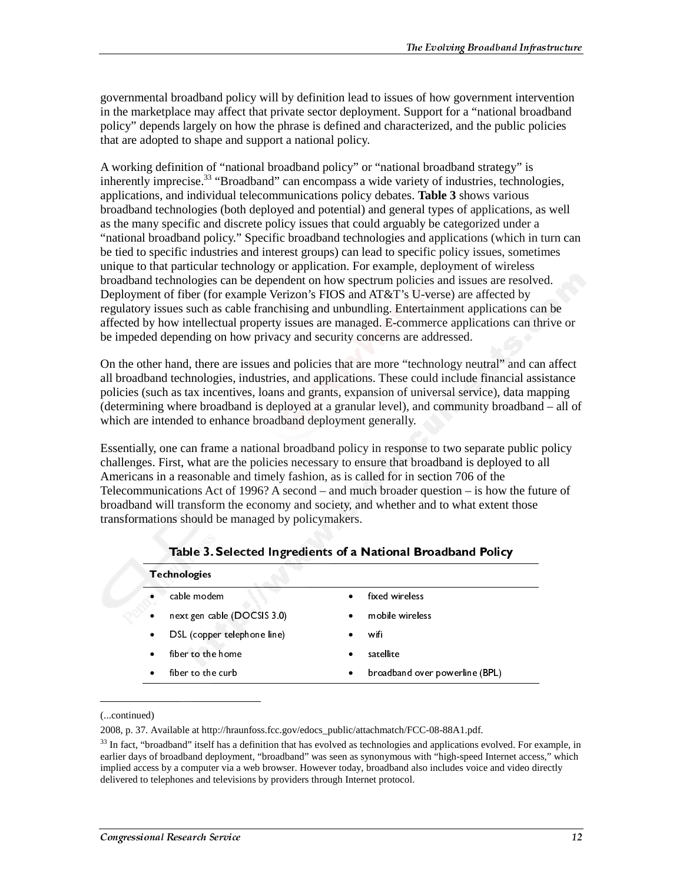governmental broadband policy will by definition lead to issues of how government intervention in the marketplace may affect that private sector deployment. Support for a "national broadband policy" depends largely on how the phrase is defined and characterized, and the public policies that are adopted to shape and support a national policy.

A working definition of "national broadband policy" or "national broadband strategy" is inherently imprecise.[33] "Broadband" can encompass a wide variety of industries, technologies, applications, and individual telecommunications policy debates. **Table 3** shows various broadband technologies (both deployed and potential) and general types of applications, as well as the many specific and discrete policy issues that could arguably be categorized under a "national broadband policy." Specific broadband technologies and applications (which in turn can be tied to specific industries and interest groups) can lead to specific policy issues, sometimes unique to that particular technology or application. For example, deployment of wireless broadband technologies can be dependent on how spectrum policies and issues are resolved. Deployment of fiber (for example Verizon's FIOS and AT&T's U-verse) are affected by regulatory issues such as cable franchising and unbundling. Entertainment applications can be affected by how intellectual property issues are managed. E-commerce applications can thrive or be impeded depending on how privacy and security concerns are addressed.

On the other hand, there are issues and policies that are more "technology neutral" and can affect all broadband technologies, industries, and applications. These could include financial assistance policies (such as tax incentives, loans and grants, expansion of universal service), data mapping (determining where broadband is deployed at a granular level), and community broadband – all of which are intended to enhance broadband deployment generally.

Essentially, one can frame a national broadband policy in response to two separate public policy challenges. First, what are the policies necessary to ensure that broadband is deployed to all Americans in a reasonable and timely fashion, as is called for in section 706 of the Telecommunications Act of 1996? A second – and much broader question – is how the future of broadband will transform the economy and society, and whether and to what extent those transformations should be managed by policymakers.

**Table 3. Selected Ingredients of a National Broadband Policy**

| **Technologies** | |
|---|---|
| • cable modem | • fixed wireless |
| • next gen cable (DOCSIS 3.0) | • mobile wireless |
| • DSL (copper telephone line) | • wifi |
| • fiber to the home | • satellite |
| • fiber to the curb | • broadband over powerline (BPL) |

(...continued)

2008, p. 37. Available at http://hraunfoss.fcc.gov/edocs_public/attachmatch/FCC-08-88A1.pdf.

[33] In fact, "broadband" itself has a definition that has evolved as technologies and applications evolved. For example, in earlier days of broadband deployment, "broadband" was seen as synonymous with "high-speed Internet access," which implied access by a computer via a web browser. However today, broadband also includes voice and video directly delivered to telephones and televisions by providers through Internet protocol.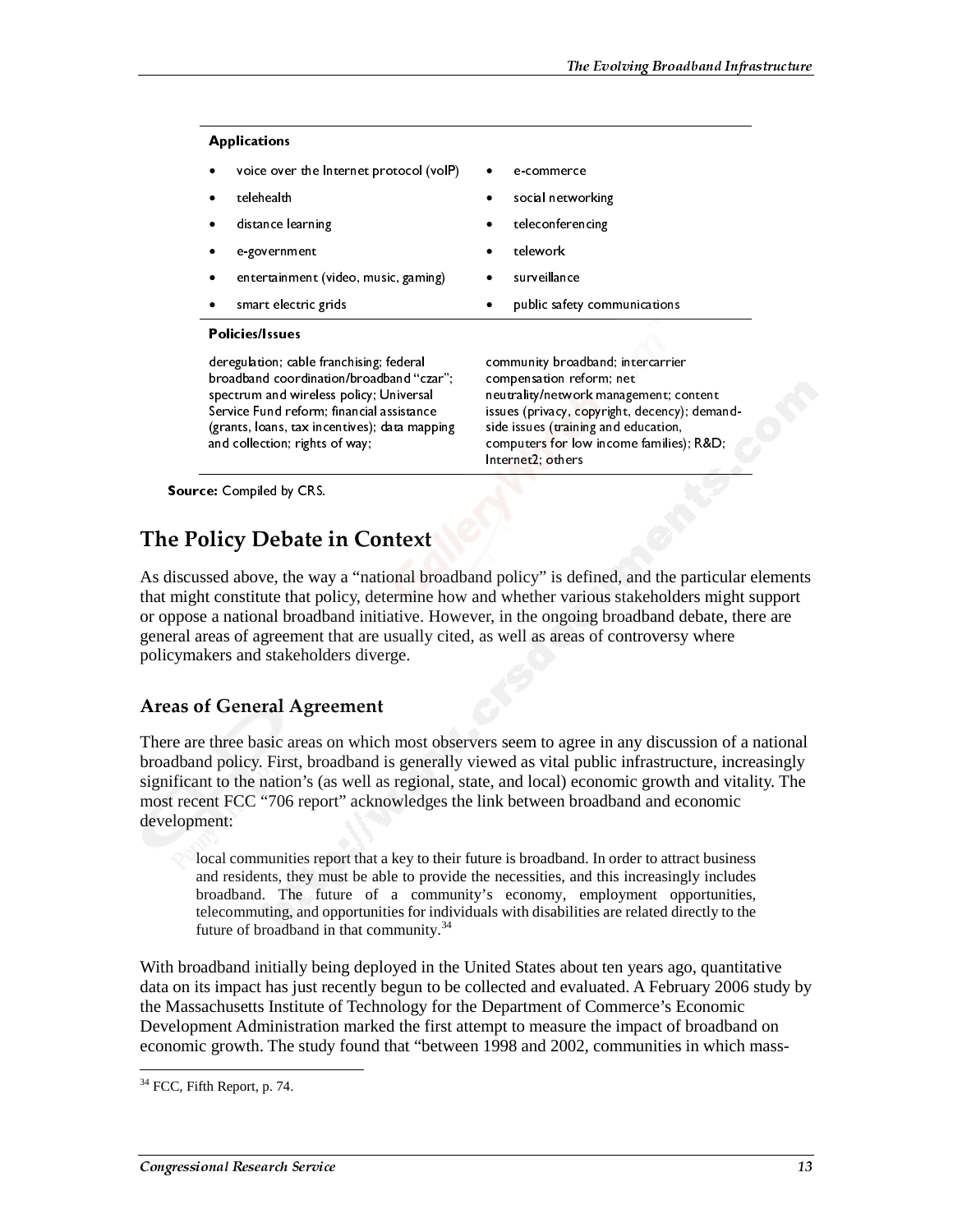| **Applications** | |
|---|---|
| • voice over the Internet protocol (voIP) | • e-commerce |
| • telehealth | • social networking |
| • distance learning | • teleconferencing |
| • e-government | • telework |
| • entertainment (video, music, gaming) | • surveillance |
| • smart electric grids | • public safety communications |
| **Policies/Issues** | |
| deregulation; cable franchising; federal broadband coordination/broadband "czar"; spectrum and wireless policy; Universal Service Fund reform; financial assistance (grants, loans, tax incentives); data mapping and collection; rights of way; | community broadband; intercarrier compensation reform; net neutrality/network management; content issues (privacy, copyright, decency); demand-side issues (training and education, computers for low income families); R&D; Internet2; others |

**Source:** Compiled by CRS.

## The Policy Debate in Context

As discussed above, the way a "national broadband policy" is defined, and the particular elements that might constitute that policy, determine how and whether various stakeholders might support or oppose a national broadband initiative. However, in the ongoing broadband debate, there are general areas of agreement that are usually cited, as well as areas of controversy where policymakers and stakeholders diverge.

### Areas of General Agreement

There are three basic areas on which most observers seem to agree in any discussion of a national broadband policy. First, broadband is generally viewed as vital public infrastructure, increasingly significant to the nation's (as well as regional, state, and local) economic growth and vitality. The most recent FCC "706 report" acknowledges the link between broadband and economic development:

> local communities report that a key to their future is broadband. In order to attract business and residents, they must be able to provide the necessities, and this increasingly includes broadband. The future of a community's economy, employment opportunities, telecommuting, and opportunities for individuals with disabilities are related directly to the future of broadband in that community.[34]

With broadband initially being deployed in the United States about ten years ago, quantitative data on its impact has just recently begun to be collected and evaluated. A February 2006 study by the Massachusetts Institute of Technology for the Department of Commerce's Economic Development Administration marked the first attempt to measure the impact of broadband on economic growth. The study found that "between 1998 and 2002, communities in which mass-

[34] FCC, Fifth Report, p. 74.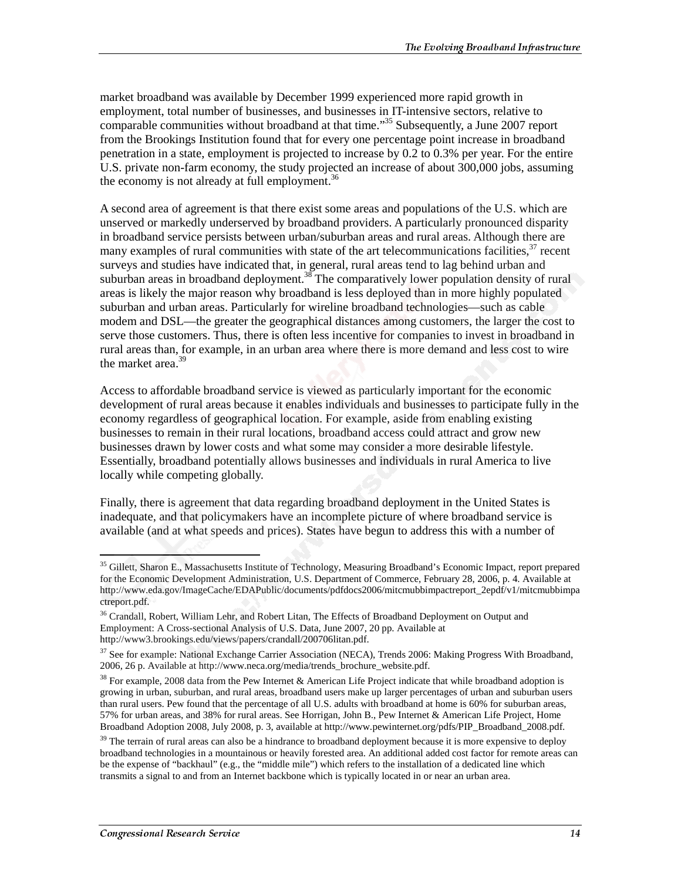market broadband was available by December 1999 experienced more rapid growth in employment, total number of businesses, and businesses in IT-intensive sectors, relative to comparable communities without broadband at that time."[35] Subsequently, a June 2007 report from the Brookings Institution found that for every one percentage point increase in broadband penetration in a state, employment is projected to increase by 0.2 to 0.3% per year. For the entire U.S. private non-farm economy, the study projected an increase of about 300,000 jobs, assuming the economy is not already at full employment.[36]

A second area of agreement is that there exist some areas and populations of the U.S. which are unserved or markedly underserved by broadband providers. A particularly pronounced disparity in broadband service persists between urban/suburban areas and rural areas. Although there are many examples of rural communities with state of the art telecommunications facilities,[37] recent surveys and studies have indicated that, in general, rural areas tend to lag behind urban and suburban areas in broadband deployment.[38] The comparatively lower population density of rural areas is likely the major reason why broadband is less deployed than in more highly populated suburban and urban areas. Particularly for wireline broadband technologies—such as cable modem and DSL—the greater the geographical distances among customers, the larger the cost to serve those customers. Thus, there is often less incentive for companies to invest in broadband in rural areas than, for example, in an urban area where there is more demand and less cost to wire the market area.[39]

Access to affordable broadband service is viewed as particularly important for the economic development of rural areas because it enables individuals and businesses to participate fully in the economy regardless of geographical location. For example, aside from enabling existing businesses to remain in their rural locations, broadband access could attract and grow new businesses drawn by lower costs and what some may consider a more desirable lifestyle. Essentially, broadband potentially allows businesses and individuals in rural America to live locally while competing globally.

Finally, there is agreement that data regarding broadband deployment in the United States is inadequate, and that policymakers have an incomplete picture of where broadband service is available (and at what speeds and prices). States have begun to address this with a number of

---

[35] Gillett, Sharon E., Massachusetts Institute of Technology, Measuring Broadband's Economic Impact, report prepared for the Economic Development Administration, U.S. Department of Commerce, February 28, 2006, p. 4. Available at http://www.eda.gov/ImageCache/EDAPublic/documents/pdfdocs2006/mitcmubbimpactreport_2epdf/v1/mitcmubbimpactreport.pdf.

[36] Crandall, Robert, William Lehr, and Robert Litan, The Effects of Broadband Deployment on Output and Employment: A Cross-sectional Analysis of U.S. Data, June 2007, 20 pp. Available at http://www3.brookings.edu/views/papers/crandall/200706litan.pdf.

[37] See for example: National Exchange Carrier Association (NECA), Trends 2006: Making Progress With Broadband, 2006, 26 p. Available at http://www.neca.org/media/trends_brochure_website.pdf.

[38] For example, 2008 data from the Pew Internet & American Life Project indicate that while broadband adoption is growing in urban, suburban, and rural areas, broadband users make up larger percentages of urban and suburban users than rural users. Pew found that the percentage of all U.S. adults with broadband at home is 60% for suburban areas, 57% for urban areas, and 38% for rural areas. See Horrigan, John B., Pew Internet & American Life Project, Home Broadband Adoption 2008, July 2008, p. 3, available at http://www.pewinternet.org/pdfs/PIP_Broadband_2008.pdf.

[39] The terrain of rural areas can also be a hindrance to broadband deployment because it is more expensive to deploy broadband technologies in a mountainous or heavily forested area. An additional added cost factor for remote areas can be the expense of "backhaul" (e.g., the "middle mile") which refers to the installation of a dedicated line which transmits a signal to and from an Internet backbone which is typically located in or near an urban area.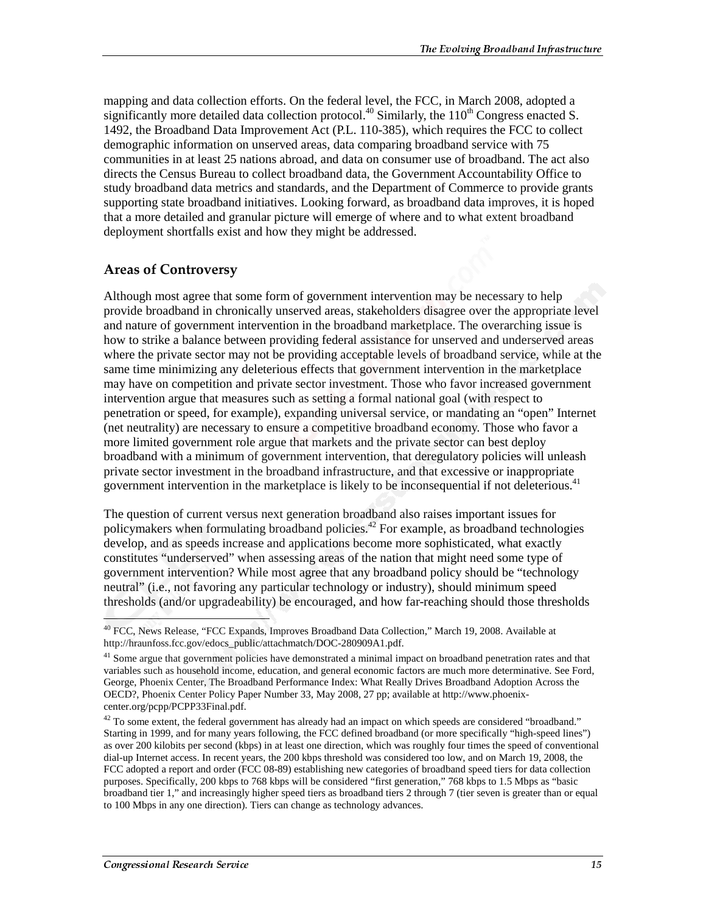mapping and data collection efforts. On the federal level, the FCC, in March 2008, adopted a significantly more detailed data collection protocol.[40] Similarly, the 110th Congress enacted S. 1492, the Broadband Data Improvement Act (P.L. 110-385), which requires the FCC to collect demographic information on unserved areas, data comparing broadband service with 75 communities in at least 25 nations abroad, and data on consumer use of broadband. The act also directs the Census Bureau to collect broadband data, the Government Accountability Office to study broadband data metrics and standards, and the Department of Commerce to provide grants supporting state broadband initiatives. Looking forward, as broadband data improves, it is hoped that a more detailed and granular picture will emerge of where and to what extent broadband deployment shortfalls exist and how they might be addressed.

## Areas of Controversy

Although most agree that some form of government intervention may be necessary to help provide broadband in chronically unserved areas, stakeholders disagree over the appropriate level and nature of government intervention in the broadband marketplace. The overarching issue is how to strike a balance between providing federal assistance for unserved and underserved areas where the private sector may not be providing acceptable levels of broadband service, while at the same time minimizing any deleterious effects that government intervention in the marketplace may have on competition and private sector investment. Those who favor increased government intervention argue that measures such as setting a formal national goal (with respect to penetration or speed, for example), expanding universal service, or mandating an "open" Internet (net neutrality) are necessary to ensure a competitive broadband economy. Those who favor a more limited government role argue that markets and the private sector can best deploy broadband with a minimum of government intervention, that deregulatory policies will unleash private sector investment in the broadband infrastructure, and that excessive or inappropriate government intervention in the marketplace is likely to be inconsequential if not deleterious.[41]

The question of current versus next generation broadband also raises important issues for policymakers when formulating broadband policies.[42] For example, as broadband technologies develop, and as speeds increase and applications become more sophisticated, what exactly constitutes "underserved" when assessing areas of the nation that might need some type of government intervention? While most agree that any broadband policy should be "technology neutral" (i.e., not favoring any particular technology or industry), should minimum speed thresholds (and/or upgradeability) be encouraged, and how far-reaching should those thresholds

---

[40] FCC, News Release, "FCC Expands, Improves Broadband Data Collection," March 19, 2008. Available at http://hraunfoss.fcc.gov/edocs_public/attachmatch/DOC-280909A1.pdf.

[41] Some argue that government policies have demonstrated a minimal impact on broadband penetration rates and that variables such as household income, education, and general economic factors are much more determinative. See Ford, George, Phoenix Center, The Broadband Performance Index: What Really Drives Broadband Adoption Across the OECD?, Phoenix Center Policy Paper Number 33, May 2008, 27 pp; available at http://www.phoenix-center.org/pcpp/PCPP33Final.pdf.

[42] To some extent, the federal government has already had an impact on which speeds are considered "broadband." Starting in 1999, and for many years following, the FCC defined broadband (or more specifically "high-speed lines") as over 200 kilobits per second (kbps) in at least one direction, which was roughly four times the speed of conventional dial-up Internet access. In recent years, the 200 kbps threshold was considered too low, and on March 19, 2008, the FCC adopted a report and order (FCC 08-89) establishing new categories of broadband speed tiers for data collection purposes. Specifically, 200 kbps to 768 kbps will be considered "first generation," 768 kbps to 1.5 Mbps as "basic broadband tier 1," and increasingly higher speed tiers as broadband tiers 2 through 7 (tier seven is greater than or equal to 100 Mbps in any one direction). Tiers can change as technology advances.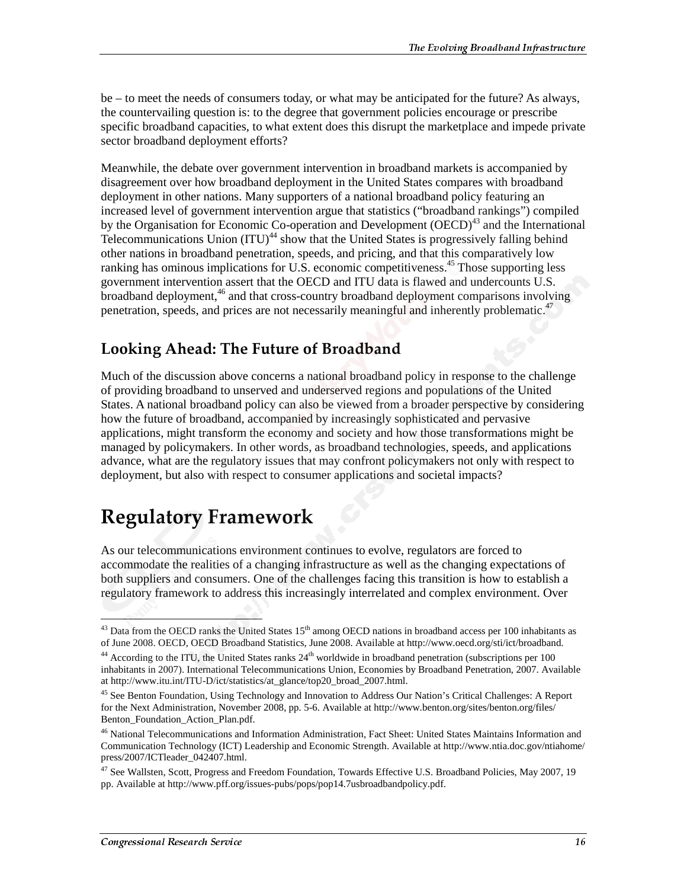be – to meet the needs of consumers today, or what may be anticipated for the future? As always, the countervailing question is: to the degree that government policies encourage or prescribe specific broadband capacities, to what extent does this disrupt the marketplace and impede private sector broadband deployment efforts?

Meanwhile, the debate over government intervention in broadband markets is accompanied by disagreement over how broadband deployment in the United States compares with broadband deployment in other nations. Many supporters of a national broadband policy featuring an increased level of government intervention argue that statistics ("broadband rankings") compiled by the Organisation for Economic Co-operation and Development (OECD)[43] and the International Telecommunications Union (ITU)[44] show that the United States is progressively falling behind other nations in broadband penetration, speeds, and pricing, and that this comparatively low ranking has ominous implications for U.S. economic competitiveness.[45] Those supporting less government intervention assert that the OECD and ITU data is flawed and undercounts U.S. broadband deployment,[46] and that cross-country broadband deployment comparisons involving penetration, speeds, and prices are not necessarily meaningful and inherently problematic.[47]

### Looking Ahead: The Future of Broadband

Much of the discussion above concerns a national broadband policy in response to the challenge of providing broadband to unserved and underserved regions and populations of the United States. A national broadband policy can also be viewed from a broader perspective by considering how the future of broadband, accompanied by increasingly sophisticated and pervasive applications, might transform the economy and society and how those transformations might be managed by policymakers. In other words, as broadband technologies, speeds, and applications advance, what are the regulatory issues that may confront policymakers not only with respect to deployment, but also with respect to consumer applications and societal impacts?

## Regulatory Framework

As our telecommunications environment continues to evolve, regulators are forced to accommodate the realities of a changing infrastructure as well as the changing expectations of both suppliers and consumers. One of the challenges facing this transition is how to establish a regulatory framework to address this increasingly interrelated and complex environment. Over

---

[43] Data from the OECD ranks the United States 15th among OECD nations in broadband access per 100 inhabitants as of June 2008. OECD, OECD Broadband Statistics, June 2008. Available at http://www.oecd.org/sti/ict/broadband.

[44] According to the ITU, the United States ranks 24th worldwide in broadband penetration (subscriptions per 100 inhabitants in 2007). International Telecommunications Union, Economies by Broadband Penetration, 2007. Available at http://www.itu.int/ITU-D/ict/statistics/at_glance/top20_broad_2007.html.

[45] See Benton Foundation, Using Technology and Innovation to Address Our Nation's Critical Challenges: A Report for the Next Administration, November 2008, pp. 5-6. Available at http://www.benton.org/sites/benton.org/files/Benton_Foundation_Action_Plan.pdf.

[46] National Telecommunications and Information Administration, Fact Sheet: United States Maintains Information and Communication Technology (ICT) Leadership and Economic Strength. Available at http://www.ntia.doc.gov/ntiahome/press/2007/ICTleader_042407.html.

[47] See Wallsten, Scott, Progress and Freedom Foundation, Towards Effective U.S. Broadband Policies, May 2007, 19 pp. Available at http://www.pff.org/issues-pubs/pops/pop14.7usbroadbandpolicy.pdf.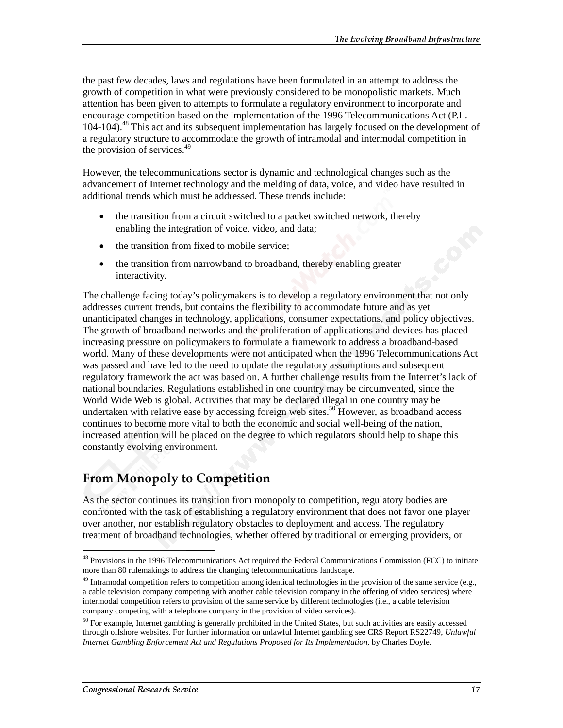the past few decades, laws and regulations have been formulated in an attempt to address the growth of competition in what were previously considered to be monopolistic markets. Much attention has been given to attempts to formulate a regulatory environment to incorporate and encourage competition based on the implementation of the 1996 Telecommunications Act (P.L. 104-104).[48] This act and its subsequent implementation has largely focused on the development of a regulatory structure to accommodate the growth of intramodal and intermodal competition in the provision of services.[49]

However, the telecommunications sector is dynamic and technological changes such as the advancement of Internet technology and the melding of data, voice, and video have resulted in additional trends which must be addressed. These trends include:

- the transition from a circuit switched to a packet switched network, thereby enabling the integration of voice, video, and data;
- the transition from fixed to mobile service;
- the transition from narrowband to broadband, thereby enabling greater interactivity.

The challenge facing today's policymakers is to develop a regulatory environment that not only addresses current trends, but contains the flexibility to accommodate future and as yet unanticipated changes in technology, applications, consumer expectations, and policy objectives. The growth of broadband networks and the proliferation of applications and devices has placed increasing pressure on policymakers to formulate a framework to address a broadband-based world. Many of these developments were not anticipated when the 1996 Telecommunications Act was passed and have led to the need to update the regulatory assumptions and subsequent regulatory framework the act was based on. A further challenge results from the Internet's lack of national boundaries. Regulations established in one country may be circumvented, since the World Wide Web is global. Activities that may be declared illegal in one country may be undertaken with relative ease by accessing foreign web sites.[50] However, as broadband access continues to become more vital to both the economic and social well-being of the nation, increased attention will be placed on the degree to which regulators should help to shape this constantly evolving environment.

## From Monopoly to Competition

As the sector continues its transition from monopoly to competition, regulatory bodies are confronted with the task of establishing a regulatory environment that does not favor one player over another, nor establish regulatory obstacles to deployment and access. The regulatory treatment of broadband technologies, whether offered by traditional or emerging providers, or

---

[48] Provisions in the 1996 Telecommunications Act required the Federal Communications Commission (FCC) to initiate more than 80 rulemakings to address the changing telecommunications landscape.

[49] Intramodal competition refers to competition among identical technologies in the provision of the same service (e.g., a cable television company competing with another cable television company in the offering of video services) where intermodal competition refers to provision of the same service by different technologies (i.e., a cable television company competing with a telephone company in the provision of video services).

[50] For example, Internet gambling is generally prohibited in the United States, but such activities are easily accessed through offshore websites. For further information on unlawful Internet gambling see CRS Report RS22749, *Unlawful Internet Gambling Enforcement Act and Regulations Proposed for Its Implementation*, by Charles Doyle.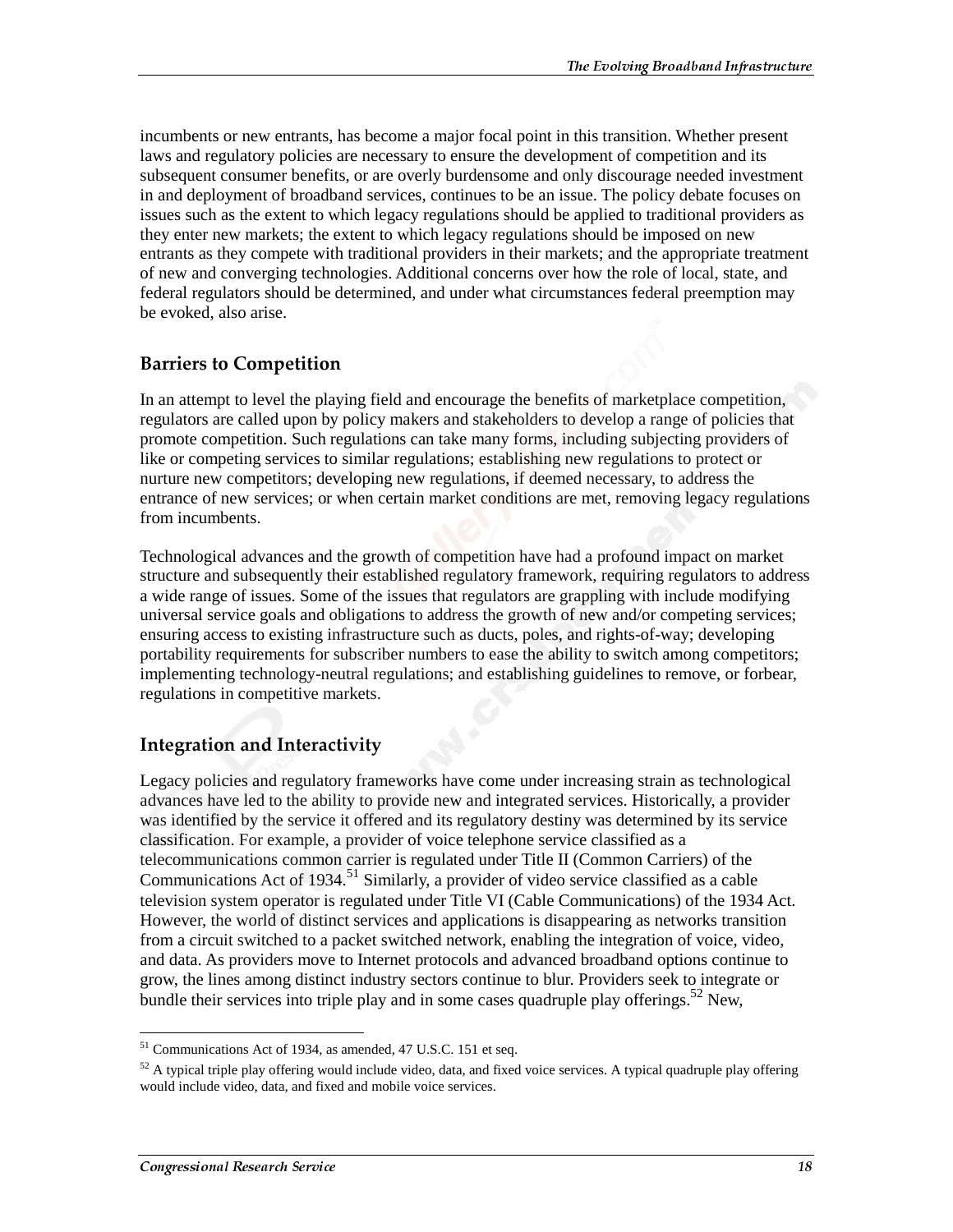incumbents or new entrants, has become a major focal point in this transition. Whether present laws and regulatory policies are necessary to ensure the development of competition and its subsequent consumer benefits, or are overly burdensome and only discourage needed investment in and deployment of broadband services, continues to be an issue. The policy debate focuses on issues such as the extent to which legacy regulations should be applied to traditional providers as they enter new markets; the extent to which legacy regulations should be imposed on new entrants as they compete with traditional providers in their markets; and the appropriate treatment of new and converging technologies. Additional concerns over how the role of local, state, and federal regulators should be determined, and under what circumstances federal preemption may be evoked, also arise.

## Barriers to Competition

In an attempt to level the playing field and encourage the benefits of marketplace competition, regulators are called upon by policy makers and stakeholders to develop a range of policies that promote competition. Such regulations can take many forms, including subjecting providers of like or competing services to similar regulations; establishing new regulations to protect or nurture new competitors; developing new regulations, if deemed necessary, to address the entrance of new services; or when certain market conditions are met, removing legacy regulations from incumbents.

Technological advances and the growth of competition have had a profound impact on market structure and subsequently their established regulatory framework, requiring regulators to address a wide range of issues. Some of the issues that regulators are grappling with include modifying universal service goals and obligations to address the growth of new and/or competing services; ensuring access to existing infrastructure such as ducts, poles, and rights-of-way; developing portability requirements for subscriber numbers to ease the ability to switch among competitors; implementing technology-neutral regulations; and establishing guidelines to remove, or forbear, regulations in competitive markets.

## Integration and Interactivity

Legacy policies and regulatory frameworks have come under increasing strain as technological advances have led to the ability to provide new and integrated services. Historically, a provider was identified by the service it offered and its regulatory destiny was determined by its service classification. For example, a provider of voice telephone service classified as a telecommunications common carrier is regulated under Title II (Common Carriers) of the Communications Act of 1934.[51] Similarly, a provider of video service classified as a cable television system operator is regulated under Title VI (Cable Communications) of the 1934 Act. However, the world of distinct services and applications is disappearing as networks transition from a circuit switched to a packet switched network, enabling the integration of voice, video, and data. As providers move to Internet protocols and advanced broadband options continue to grow, the lines among distinct industry sectors continue to blur. Providers seek to integrate or bundle their services into triple play and in some cases quadruple play offerings.[52] New,

---

[51] Communications Act of 1934, as amended, 47 U.S.C. 151 et seq.

[52] A typical triple play offering would include video, data, and fixed voice services. A typical quadruple play offering would include video, data, and fixed and mobile voice services.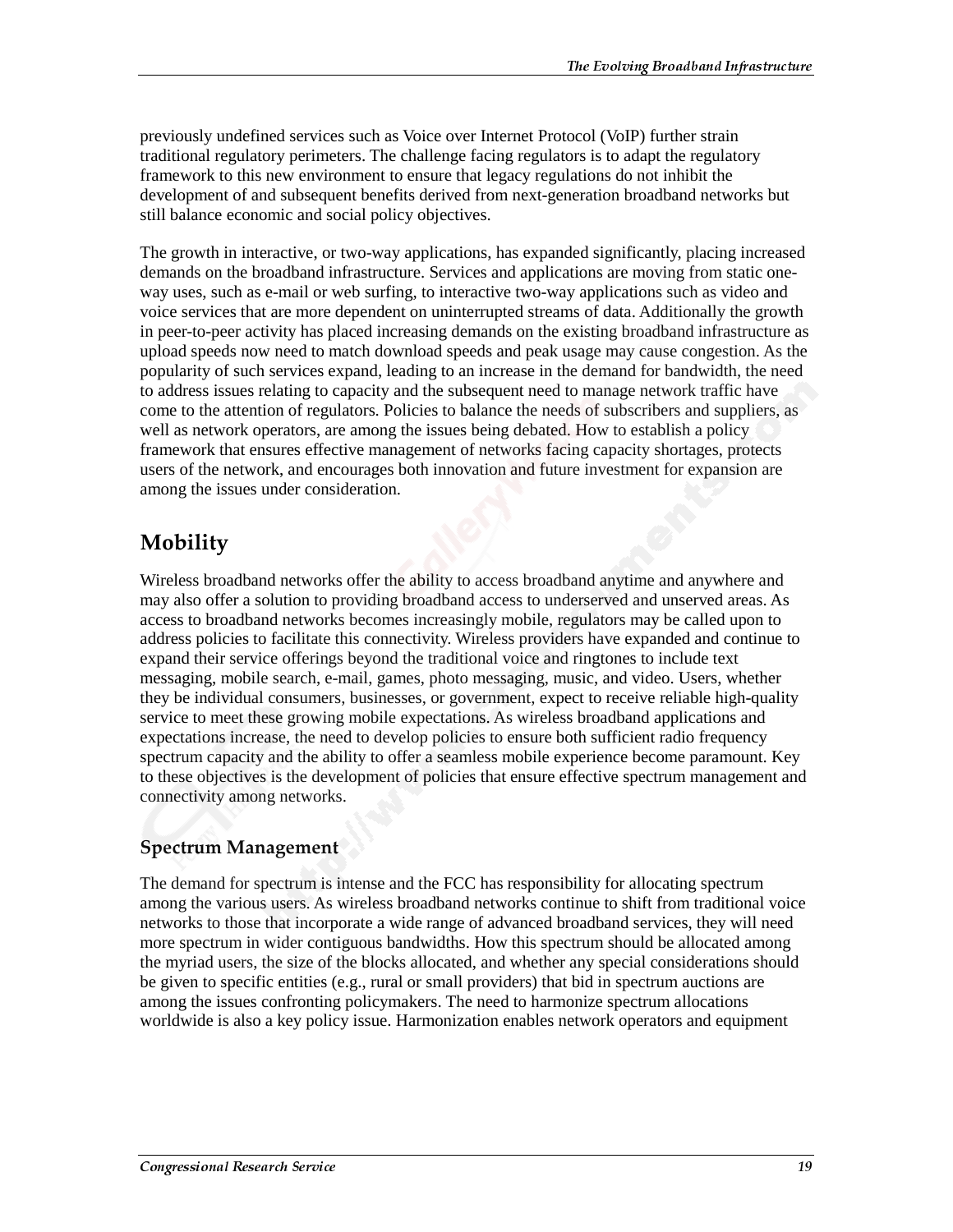previously undefined services such as Voice over Internet Protocol (VoIP) further strain traditional regulatory perimeters. The challenge facing regulators is to adapt the regulatory framework to this new environment to ensure that legacy regulations do not inhibit the development of and subsequent benefits derived from next-generation broadband networks but still balance economic and social policy objectives.

The growth in interactive, or two-way applications, has expanded significantly, placing increased demands on the broadband infrastructure. Services and applications are moving from static one-way uses, such as e-mail or web surfing, to interactive two-way applications such as video and voice services that are more dependent on uninterrupted streams of data. Additionally the growth in peer-to-peer activity has placed increasing demands on the existing broadband infrastructure as upload speeds now need to match download speeds and peak usage may cause congestion. As the popularity of such services expand, leading to an increase in the demand for bandwidth, the need to address issues relating to capacity and the subsequent need to manage network traffic have come to the attention of regulators. Policies to balance the needs of subscribers and suppliers, as well as network operators, are among the issues being debated. How to establish a policy framework that ensures effective management of networks facing capacity shortages, protects users of the network, and encourages both innovation and future investment for expansion are among the issues under consideration.

## Mobility

Wireless broadband networks offer the ability to access broadband anytime and anywhere and may also offer a solution to providing broadband access to underserved and unserved areas. As access to broadband networks becomes increasingly mobile, regulators may be called upon to address policies to facilitate this connectivity. Wireless providers have expanded and continue to expand their service offerings beyond the traditional voice and ringtones to include text messaging, mobile search, e-mail, games, photo messaging, music, and video. Users, whether they be individual consumers, businesses, or government, expect to receive reliable high-quality service to meet these growing mobile expectations. As wireless broadband applications and expectations increase, the need to develop policies to ensure both sufficient radio frequency spectrum capacity and the ability to offer a seamless mobile experience become paramount. Key to these objectives is the development of policies that ensure effective spectrum management and connectivity among networks.

### Spectrum Management

The demand for spectrum is intense and the FCC has responsibility for allocating spectrum among the various users. As wireless broadband networks continue to shift from traditional voice networks to those that incorporate a wide range of advanced broadband services, they will need more spectrum in wider contiguous bandwidths. How this spectrum should be allocated among the myriad users, the size of the blocks allocated, and whether any special considerations should be given to specific entities (e.g., rural or small providers) that bid in spectrum auctions are among the issues confronting policymakers. The need to harmonize spectrum allocations worldwide is also a key policy issue. Harmonization enables network operators and equipment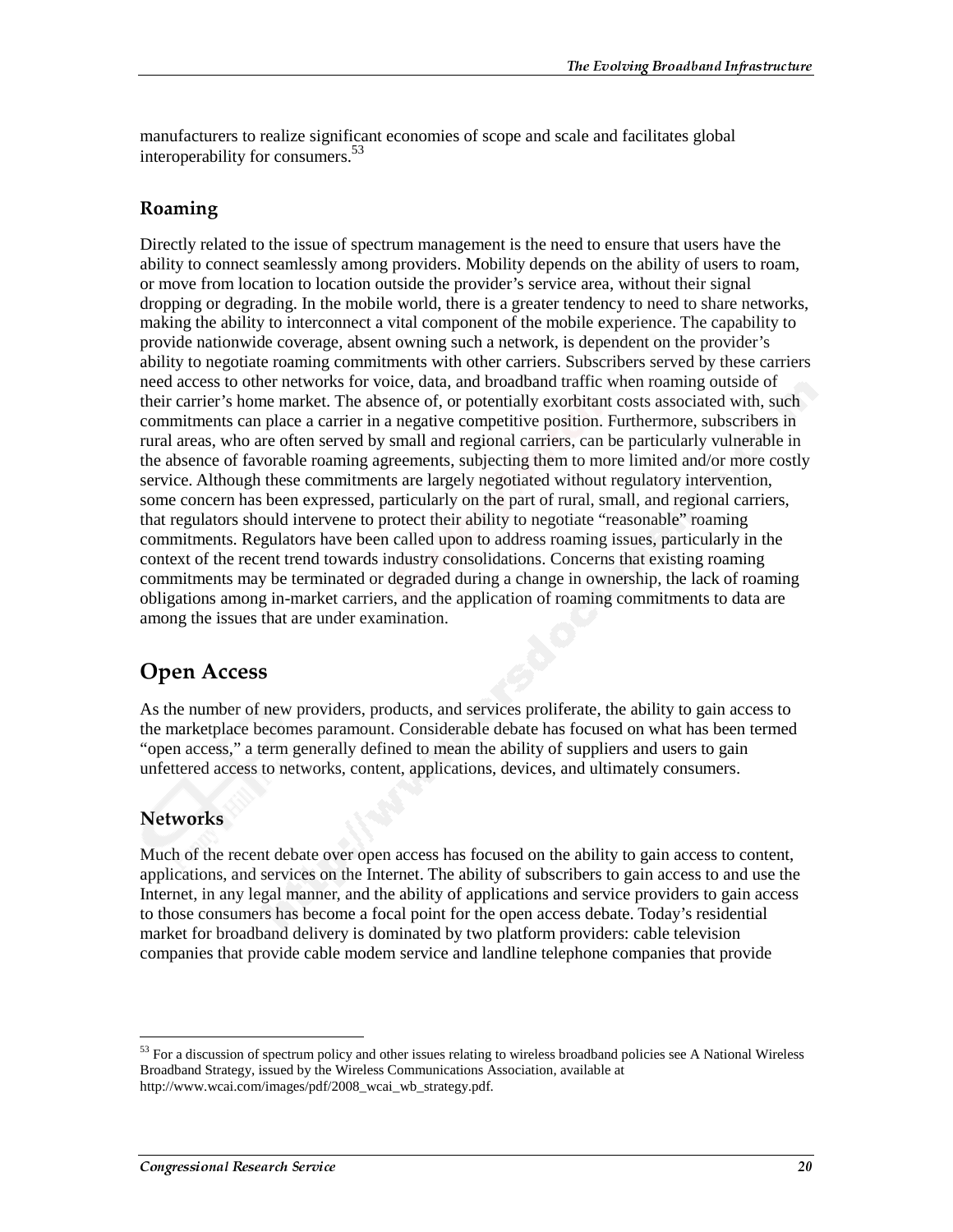manufacturers to realize significant economies of scope and scale and facilitates global interoperability for consumers.[53]

### Roaming

Directly related to the issue of spectrum management is the need to ensure that users have the ability to connect seamlessly among providers. Mobility depends on the ability of users to roam, or move from location to location outside the provider's service area, without their signal dropping or degrading. In the mobile world, there is a greater tendency to need to share networks, making the ability to interconnect a vital component of the mobile experience. The capability to provide nationwide coverage, absent owning such a network, is dependent on the provider's ability to negotiate roaming commitments with other carriers. Subscribers served by these carriers need access to other networks for voice, data, and broadband traffic when roaming outside of their carrier's home market. The absence of, or potentially exorbitant costs associated with, such commitments can place a carrier in a negative competitive position. Furthermore, subscribers in rural areas, who are often served by small and regional carriers, can be particularly vulnerable in the absence of favorable roaming agreements, subjecting them to more limited and/or more costly service. Although these commitments are largely negotiated without regulatory intervention, some concern has been expressed, particularly on the part of rural, small, and regional carriers, that regulators should intervene to protect their ability to negotiate "reasonable" roaming commitments. Regulators have been called upon to address roaming issues, particularly in the context of the recent trend towards industry consolidations. Concerns that existing roaming commitments may be terminated or degraded during a change in ownership, the lack of roaming obligations among in-market carriers, and the application of roaming commitments to data are among the issues that are under examination.

## Open Access

As the number of new providers, products, and services proliferate, the ability to gain access to the marketplace becomes paramount. Considerable debate has focused on what has been termed "open access," a term generally defined to mean the ability of suppliers and users to gain unfettered access to networks, content, applications, devices, and ultimately consumers.

### Networks

Much of the recent debate over open access has focused on the ability to gain access to content, applications, and services on the Internet. The ability of subscribers to gain access to and use the Internet, in any legal manner, and the ability of applications and service providers to gain access to those consumers has become a focal point for the open access debate. Today's residential market for broadband delivery is dominated by two platform providers: cable television companies that provide cable modem service and landline telephone companies that provide

---

[53] For a discussion of spectrum policy and other issues relating to wireless broadband policies see A National Wireless Broadband Strategy, issued by the Wireless Communications Association, available at http://www.wcai.com/images/pdf/2008_wcai_wb_strategy.pdf.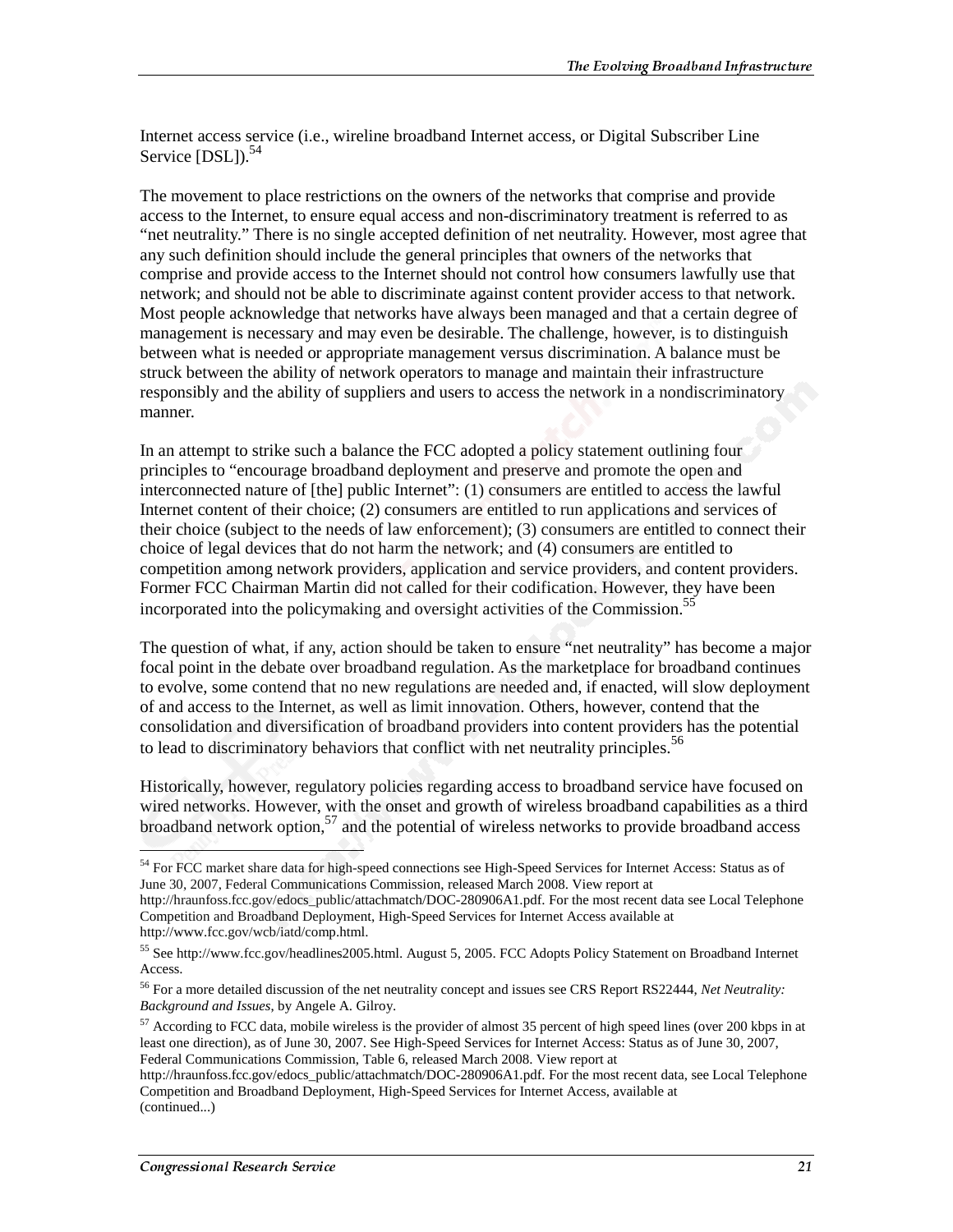Internet access service (i.e., wireline broadband Internet access, or Digital Subscriber Line Service [DSL]).[54]

The movement to place restrictions on the owners of the networks that comprise and provide access to the Internet, to ensure equal access and non-discriminatory treatment is referred to as "net neutrality." There is no single accepted definition of net neutrality. However, most agree that any such definition should include the general principles that owners of the networks that comprise and provide access to the Internet should not control how consumers lawfully use that network; and should not be able to discriminate against content provider access to that network. Most people acknowledge that networks have always been managed and that a certain degree of management is necessary and may even be desirable. The challenge, however, is to distinguish between what is needed or appropriate management versus discrimination. A balance must be struck between the ability of network operators to manage and maintain their infrastructure responsibly and the ability of suppliers and users to access the network in a nondiscriminatory manner.

In an attempt to strike such a balance the FCC adopted a policy statement outlining four principles to "encourage broadband deployment and preserve and promote the open and interconnected nature of [the] public Internet": (1) consumers are entitled to access the lawful Internet content of their choice; (2) consumers are entitled to run applications and services of their choice (subject to the needs of law enforcement); (3) consumers are entitled to connect their choice of legal devices that do not harm the network; and (4) consumers are entitled to competition among network providers, application and service providers, and content providers. Former FCC Chairman Martin did not called for their codification. However, they have been incorporated into the policymaking and oversight activities of the Commission.[55]

The question of what, if any, action should be taken to ensure "net neutrality" has become a major focal point in the debate over broadband regulation. As the marketplace for broadband continues to evolve, some contend that no new regulations are needed and, if enacted, will slow deployment of and access to the Internet, as well as limit innovation. Others, however, contend that the consolidation and diversification of broadband providers into content providers has the potential to lead to discriminatory behaviors that conflict with net neutrality principles.[56]

Historically, however, regulatory policies regarding access to broadband service have focused on wired networks. However, with the onset and growth of wireless broadband capabilities as a third broadband network option,[57] and the potential of wireless networks to provide broadband access

---

[54] For FCC market share data for high-speed connections see High-Speed Services for Internet Access: Status as of June 30, 2007, Federal Communications Commission, released March 2008. View report at http://hraunfoss.fcc.gov/edocs_public/attachmatch/DOC-280906A1.pdf. For the most recent data see Local Telephone Competition and Broadband Deployment, High-Speed Services for Internet Access available at http://www.fcc.gov/wcb/iatd/comp.html.

[55] See http://www.fcc.gov/headlines2005.html. August 5, 2005. FCC Adopts Policy Statement on Broadband Internet Access.

[56] For a more detailed discussion of the net neutrality concept and issues see CRS Report RS22444, *Net Neutrality: Background and Issues*, by Angele A. Gilroy.

[57] According to FCC data, mobile wireless is the provider of almost 35 percent of high speed lines (over 200 kbps in at least one direction), as of June 30, 2007. See High-Speed Services for Internet Access: Status as of June 30, 2007, Federal Communications Commission, Table 6, released March 2008. View report at http://hraunfoss.fcc.gov/edocs_public/attachmatch/DOC-280906A1.pdf. For the most recent data, see Local Telephone Competition and Broadband Deployment, High-Speed Services for Internet Access, available at (continued...)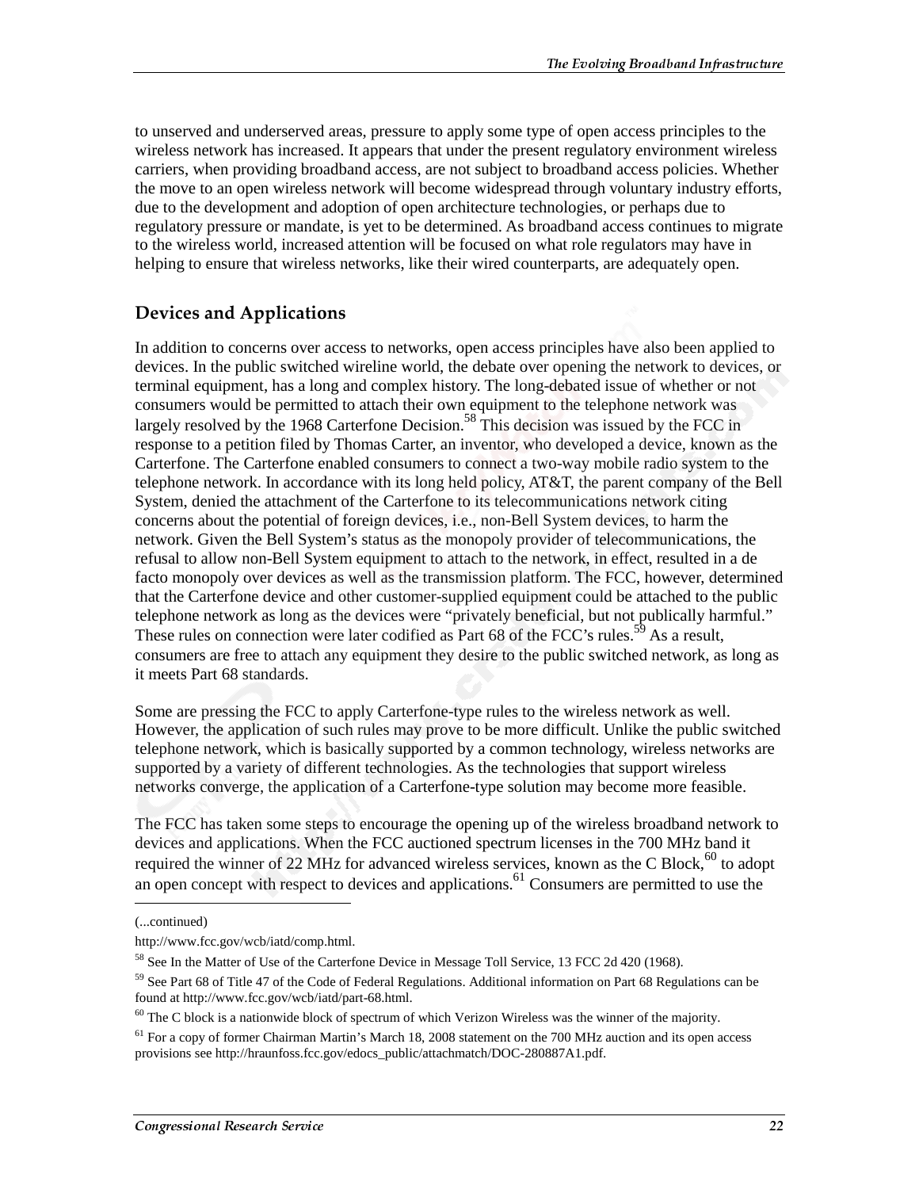to unserved and underserved areas, pressure to apply some type of open access principles to the wireless network has increased. It appears that under the present regulatory environment wireless carriers, when providing broadband access, are not subject to broadband access policies. Whether the move to an open wireless network will become widespread through voluntary industry efforts, due to the development and adoption of open architecture technologies, or perhaps due to regulatory pressure or mandate, is yet to be determined. As broadband access continues to migrate to the wireless world, increased attention will be focused on what role regulators may have in helping to ensure that wireless networks, like their wired counterparts, are adequately open.

## Devices and Applications

In addition to concerns over access to networks, open access principles have also been applied to devices. In the public switched wireline world, the debate over opening the network to devices, or terminal equipment, has a long and complex history. The long-debated issue of whether or not consumers would be permitted to attach their own equipment to the telephone network was largely resolved by the 1968 Carterfone Decision.[58] This decision was issued by the FCC in response to a petition filed by Thomas Carter, an inventor, who developed a device, known as the Carterfone. The Carterfone enabled consumers to connect a two-way mobile radio system to the telephone network. In accordance with its long held policy, AT&T, the parent company of the Bell System, denied the attachment of the Carterfone to its telecommunications network citing concerns about the potential of foreign devices, i.e., non-Bell System devices, to harm the network. Given the Bell System's status as the monopoly provider of telecommunications, the refusal to allow non-Bell System equipment to attach to the network, in effect, resulted in a de facto monopoly over devices as well as the transmission platform. The FCC, however, determined that the Carterfone device and other customer-supplied equipment could be attached to the public telephone network as long as the devices were "privately beneficial, but not publically harmful." These rules on connection were later codified as Part 68 of the FCC's rules.[59] As a result, consumers are free to attach any equipment they desire to the public switched network, as long as it meets Part 68 standards.

Some are pressing the FCC to apply Carterfone-type rules to the wireless network as well. However, the application of such rules may prove to be more difficult. Unlike the public switched telephone network, which is basically supported by a common technology, wireless networks are supported by a variety of different technologies. As the technologies that support wireless networks converge, the application of a Carterfone-type solution may become more feasible.

The FCC has taken some steps to encourage the opening up of the wireless broadband network to devices and applications. When the FCC auctioned spectrum licenses in the 700 MHz band it required the winner of 22 MHz for advanced wireless services, known as the C Block,[60] to adopt an open concept with respect to devices and applications.[61] Consumers are permitted to use the

---

(...continued)

http://www.fcc.gov/wcb/iatd/comp.html.

[58] See In the Matter of Use of the Carterfone Device in Message Toll Service, 13 FCC 2d 420 (1968).

[59] See Part 68 of Title 47 of the Code of Federal Regulations. Additional information on Part 68 Regulations can be found at http://www.fcc.gov/wcb/iatd/part-68.html.

[60] The C block is a nationwide block of spectrum of which Verizon Wireless was the winner of the majority.

[61] For a copy of former Chairman Martin's March 18, 2008 statement on the 700 MHz auction and its open access provisions see http://hraunfoss.fcc.gov/edocs_public/attachmatch/DOC-280887A1.pdf.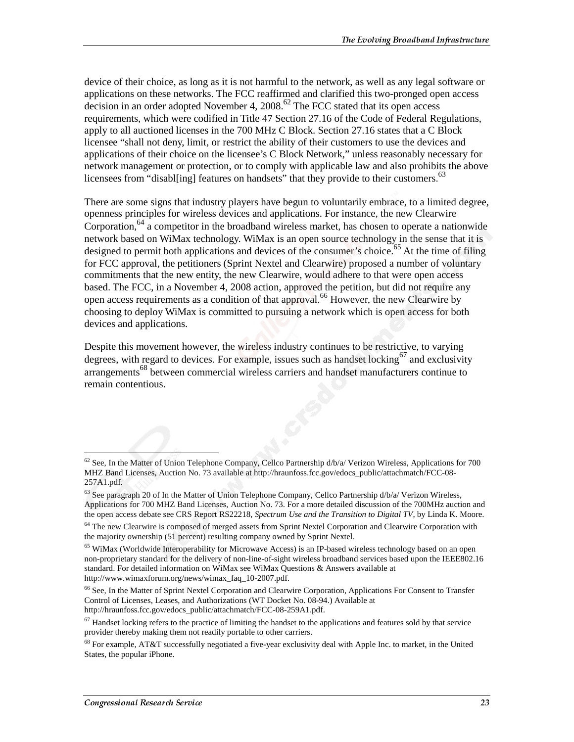device of their choice, as long as it is not harmful to the network, as well as any legal software or applications on these networks. The FCC reaffirmed and clarified this two-pronged open access decision in an order adopted November 4, 2008.[62] The FCC stated that its open access requirements, which were codified in Title 47 Section 27.16 of the Code of Federal Regulations, apply to all auctioned licenses in the 700 MHz C Block. Section 27.16 states that a C Block licensee "shall not deny, limit, or restrict the ability of their customers to use the devices and applications of their choice on the licensee's C Block Network," unless reasonably necessary for network management or protection, or to comply with applicable law and also prohibits the above licensees from "disabl[ing] features on handsets" that they provide to their customers.[63]

There are some signs that industry players have begun to voluntarily embrace, to a limited degree, openness principles for wireless devices and applications. For instance, the new Clearwire Corporation,[64] a competitor in the broadband wireless market, has chosen to operate a nationwide network based on WiMax technology. WiMax is an open source technology in the sense that it is designed to permit both applications and devices of the consumer's choice.[65] At the time of filing for FCC approval, the petitioners (Sprint Nextel and Clearwire) proposed a number of voluntary commitments that the new entity, the new Clearwire, would adhere to that were open access based. The FCC, in a November 4, 2008 action, approved the petition, but did not require any open access requirements as a condition of that approval.[66] However, the new Clearwire by choosing to deploy WiMax is committed to pursuing a network which is open access for both devices and applications.

Despite this movement however, the wireless industry continues to be restrictive, to varying degrees, with regard to devices. For example, issues such as handset locking[67] and exclusivity arrangements[68] between commercial wireless carriers and handset manufacturers continue to remain contentious.

---

[62] See, In the Matter of Union Telephone Company, Cellco Partnership d/b/a/ Verizon Wireless, Applications for 700 MHZ Band Licenses, Auction No. 73 available at http://hraunfoss.fcc.gov/edocs_public/attachmatch/FCC-08-257A1.pdf.

[63] See paragraph 20 of In the Matter of Union Telephone Company, Cellco Partnership d/b/a/ Verizon Wireless, Applications for 700 MHZ Band Licenses, Auction No. 73. For a more detailed discussion of the 700MHz auction and the open access debate see CRS Report RS22218, *Spectrum Use and the Transition to Digital TV*, by Linda K. Moore.

[64] The new Clearwire is composed of merged assets from Sprint Nextel Corporation and Clearwire Corporation with the majority ownership (51 percent) resulting company owned by Sprint Nextel.

[65] WiMax (Worldwide Interoperability for Microwave Access) is an IP-based wireless technology based on an open non-proprietary standard for the delivery of non-line-of-sight wireless broadband services based upon the IEEE802.16 standard. For detailed information on WiMax see WiMax Questions & Answers available at http://www.wimaxforum.org/news/wimax_faq_10-2007.pdf.

[66] See, In the Matter of Sprint Nextel Corporation and Clearwire Corporation, Applications For Consent to Transfer Control of Licenses, Leases, and Authorizations (WT Docket No. 08-94.) Available at http://hraunfoss.fcc.gov/edocs_public/attachmatch/FCC-08-259A1.pdf.

[67] Handset locking refers to the practice of limiting the handset to the applications and features sold by that service provider thereby making them not readily portable to other carriers.

[68] For example, AT&T successfully negotiated a five-year exclusivity deal with Apple Inc. to market, in the United States, the popular iPhone.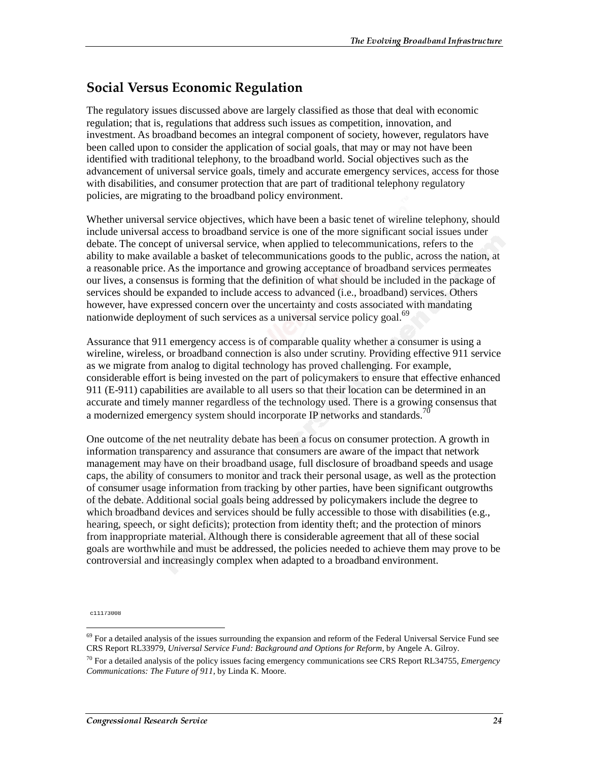## Social Versus Economic Regulation

The regulatory issues discussed above are largely classified as those that deal with economic regulation; that is, regulations that address such issues as competition, innovation, and investment. As broadband becomes an integral component of society, however, regulators have been called upon to consider the application of social goals, that may or may not have been identified with traditional telephony, to the broadband world. Social objectives such as the advancement of universal service goals, timely and accurate emergency services, access for those with disabilities, and consumer protection that are part of traditional telephony regulatory policies, are migrating to the broadband policy environment.

Whether universal service objectives, which have been a basic tenet of wireline telephony, should include universal access to broadband service is one of the more significant social issues under debate. The concept of universal service, when applied to telecommunications, refers to the ability to make available a basket of telecommunications goods to the public, across the nation, at a reasonable price. As the importance and growing acceptance of broadband services permeates our lives, a consensus is forming that the definition of what should be included in the package of services should be expanded to include access to advanced (i.e., broadband) services. Others however, have expressed concern over the uncertainty and costs associated with mandating nationwide deployment of such services as a universal service policy goal.[69]

Assurance that 911 emergency access is of comparable quality whether a consumer is using a wireline, wireless, or broadband connection is also under scrutiny. Providing effective 911 service as we migrate from analog to digital technology has proved challenging. For example, considerable effort is being invested on the part of policymakers to ensure that effective enhanced 911 (E-911) capabilities are available to all users so that their location can be determined in an accurate and timely manner regardless of the technology used. There is a growing consensus that a modernized emergency system should incorporate IP networks and standards.[70]

One outcome of the net neutrality debate has been a focus on consumer protection. A growth in information transparency and assurance that consumers are aware of the impact that network management may have on their broadband usage, full disclosure of broadband speeds and usage caps, the ability of consumers to monitor and track their personal usage, as well as the protection of consumer usage information from tracking by other parties, have been significant outgrowths of the debate. Additional social goals being addressed by policymakers include the degree to which broadband devices and services should be fully accessible to those with disabilities (e.g., hearing, speech, or sight deficits); protection from identity theft; and the protection of minors from inappropriate material. Although there is considerable agreement that all of these social goals are worthwhile and must be addressed, the policies needed to achieve them may prove to be controversial and increasingly complex when adapted to a broadband environment.

c11173008

---

[69] For a detailed analysis of the issues surrounding the expansion and reform of the Federal Universal Service Fund see CRS Report RL33979, *Universal Service Fund: Background and Options for Reform*, by Angele A. Gilroy.

[70] For a detailed analysis of the policy issues facing emergency communications see CRS Report RL34755, *Emergency Communications: The Future of 911*, by Linda K. Moore.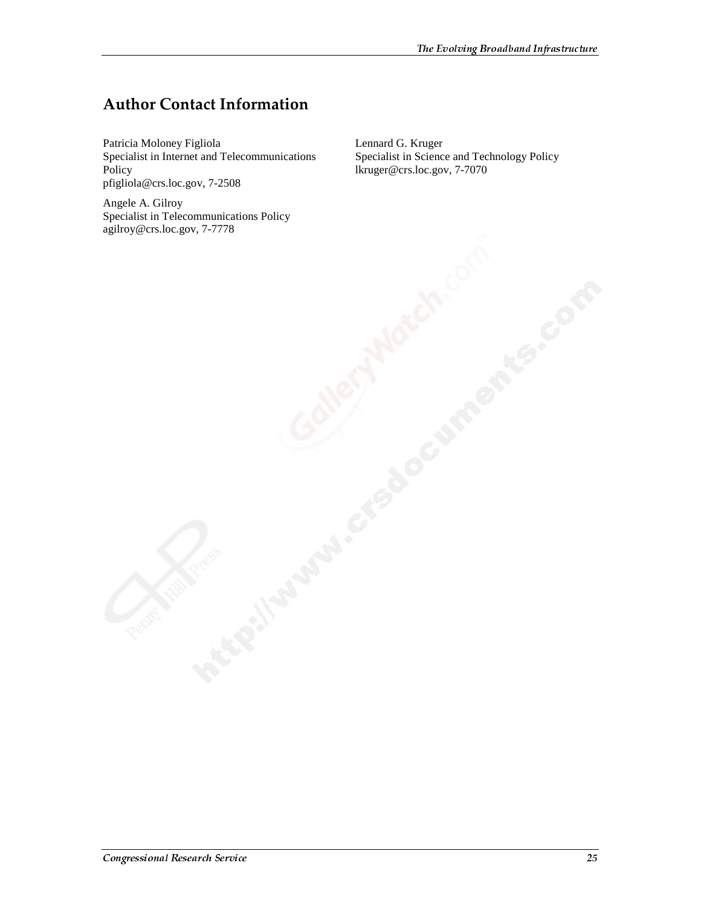## Author Contact Information

Patricia Moloney Figliola
Specialist in Internet and Telecommunications Policy
pfigliola@crs.loc.gov, 7-2508

Angele A. Gilroy
Specialist in Telecommunications Policy
agilroy@crs.loc.gov, 7-7778

Lennard G. Kruger
Specialist in Science and Technology Policy
lkruger@crs.loc.gov, 7-7070